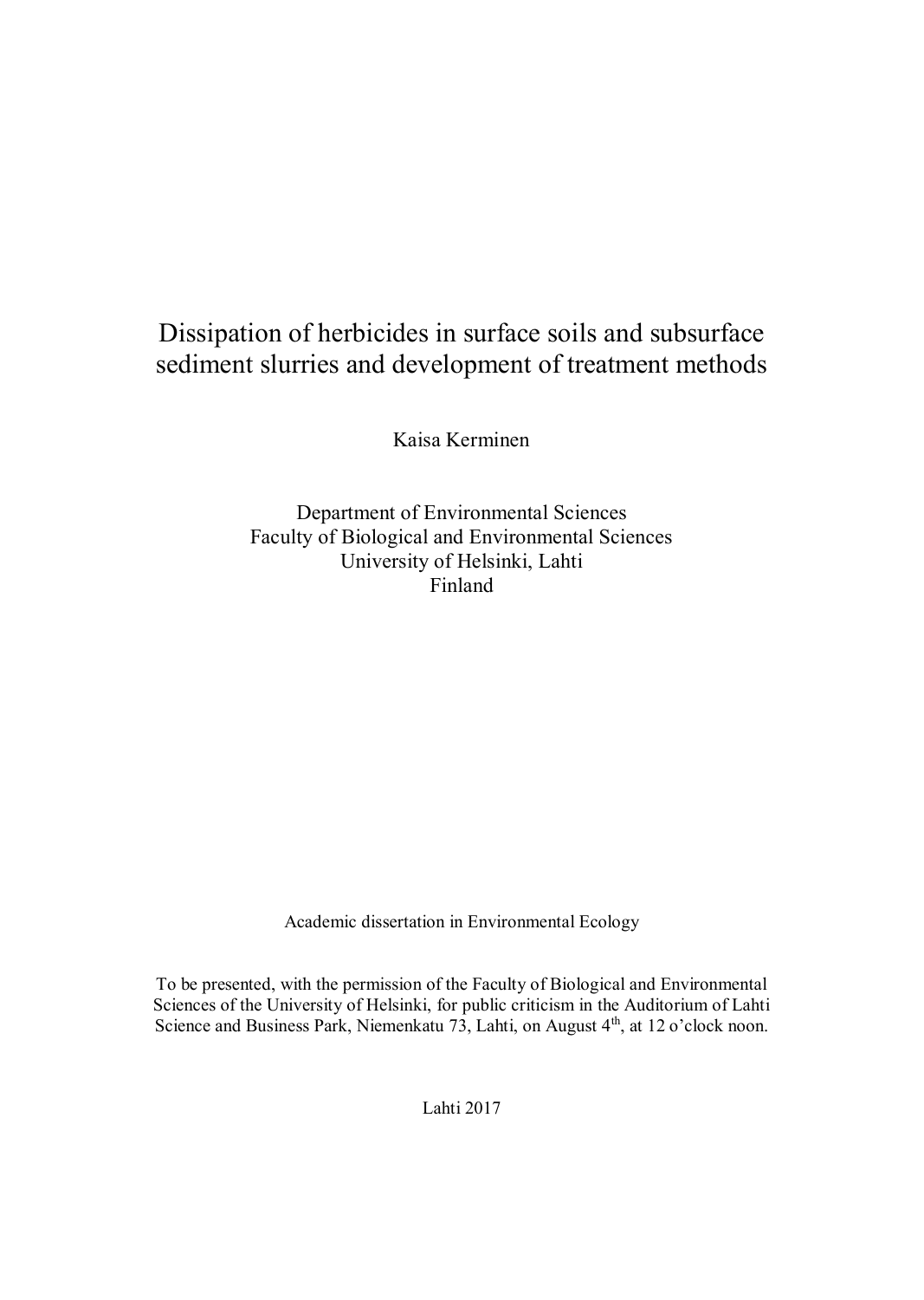# Dissipation of herbicides in surface soils and subsurface sediment slurries and development of treatment methods

Kaisa Kerminen

Department of Environmental Sciences
Faculty of Biological and Environmental Sciences
University of Helsinki, Lahti
Finland

Academic dissertation in Environmental Ecology

To be presented, with the permission of the Faculty of Biological and Environmental Sciences of the University of Helsinki, for public criticism in the Auditorium of Lahti Science and Business Park, Niemenkatu 73, Lahti, on August $4^{th}$, at 12 o'clock noon.

Lahti 2017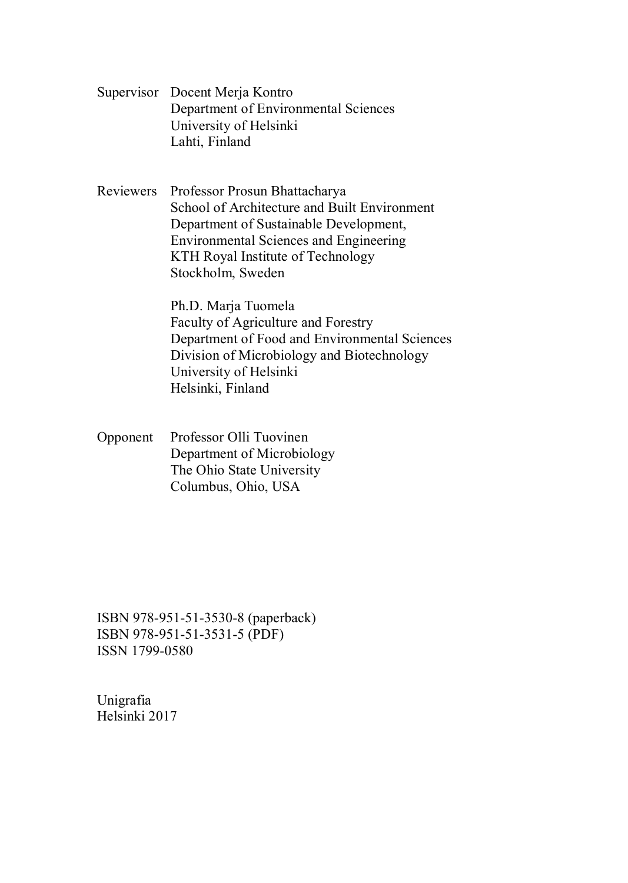Supervisor Docent Merja Kontro
Department of Environmental Sciences
University of Helsinki
Lahti, Finland

Reviewers Professor Prosun Bhattacharya
School of Architecture and Built Environment
Department of Sustainable Development,
Environmental Sciences and Engineering
KTH Royal Institute of Technology
Stockholm, Sweden

Ph.D. Marja Tuomela
Faculty of Agriculture and Forestry
Department of Food and Environmental Sciences
Division of Microbiology and Biotechnology
University of Helsinki
Helsinki, Finland

Opponent Professor Olli Tuovinen
Department of Microbiology
The Ohio State University
Columbus, Ohio, USA

ISBN 978-951-51-3530-8 (paperback)
ISBN 978-951-51-3531-5 (PDF)
ISSN 1799-0580

Unigrafia
Helsinki 2017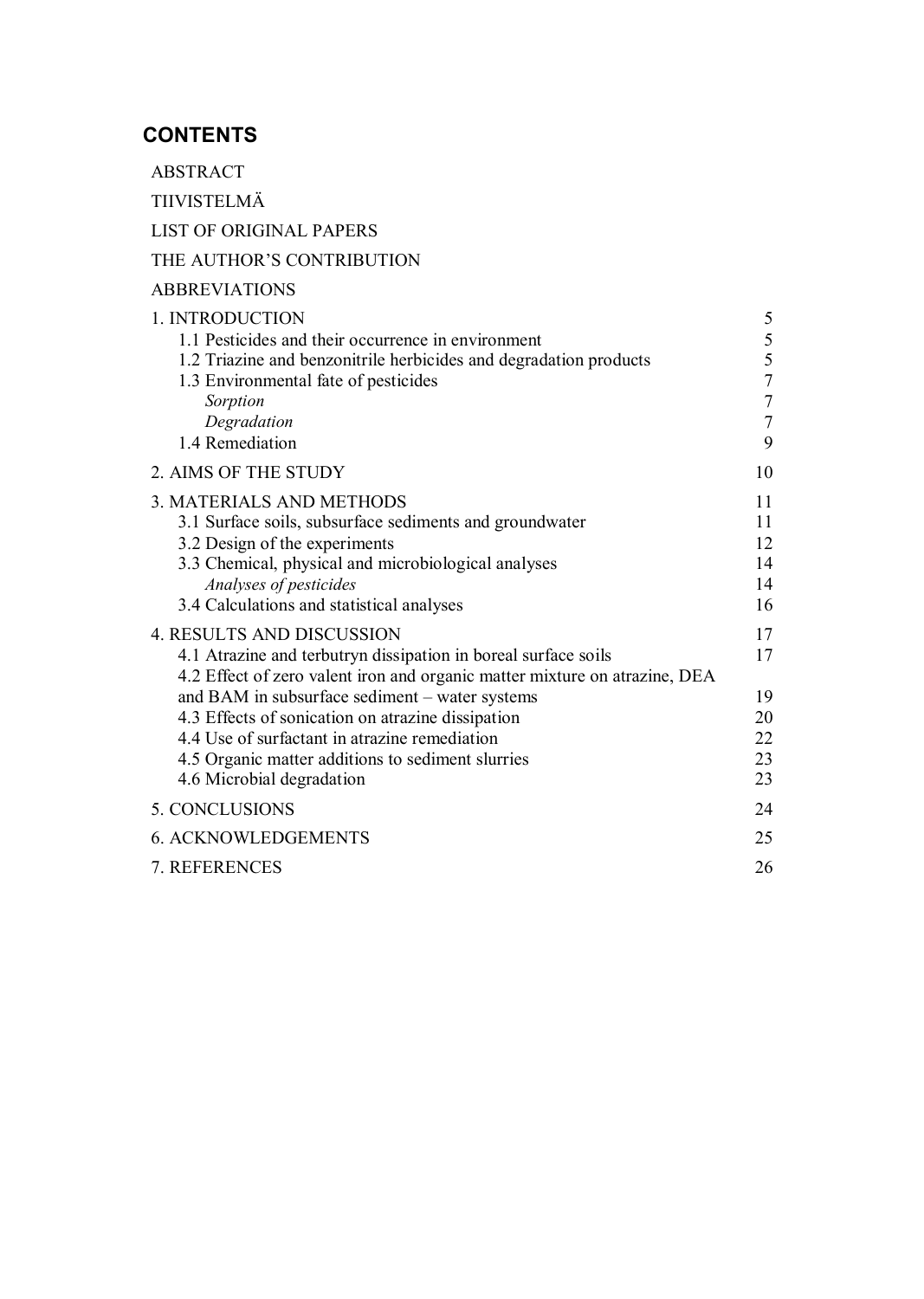## CONTENTS

ABSTRACT

TIIVISTELMÄ

LIST OF ORIGINAL PAPERS

THE AUTHOR'S CONTRIBUTION

ABBREVIATIONS

| | |
|---|---|
| 1. INTRODUCTION | 5 |
| 1.1 Pesticides and their occurrence in environment | 5 |
| 1.2 Triazine and benzonitrile herbicides and degradation products | 5 |
| 1.3 Environmental fate of pesticides | 7 |
| *Sorption* | 7 |
| *Degradation* | 7 |
| 1.4 Remediation | 9 |
| 2. AIMS OF THE STUDY | 10 |
| 3. MATERIALS AND METHODS | 11 |
| 3.1 Surface soils, subsurface sediments and groundwater | 11 |
| 3.2 Design of the experiments | 12 |
| 3.3 Chemical, physical and microbiological analyses | 14 |
| *Analyses of pesticides* | 14 |
| 3.4 Calculations and statistical analyses | 16 |
| 4. RESULTS AND DISCUSSION | 17 |
| 4.1 Atrazine and terbutryn dissipation in boreal surface soils | 17 |
| 4.2 Effect of zero valent iron and organic matter mixture on atrazine, DEA and BAM in subsurface sediment – water systems | 19 |
| 4.3 Effects of sonication on atrazine dissipation | 20 |
| 4.4 Use of surfactant in atrazine remediation | 22 |
| 4.5 Organic matter additions to sediment slurries | 23 |
| 4.6 Microbial degradation | 23 |
| 5. CONCLUSIONS | 24 |
| 6. ACKNOWLEDGEMENTS | 25 |
| 7. REFERENCES | 26 |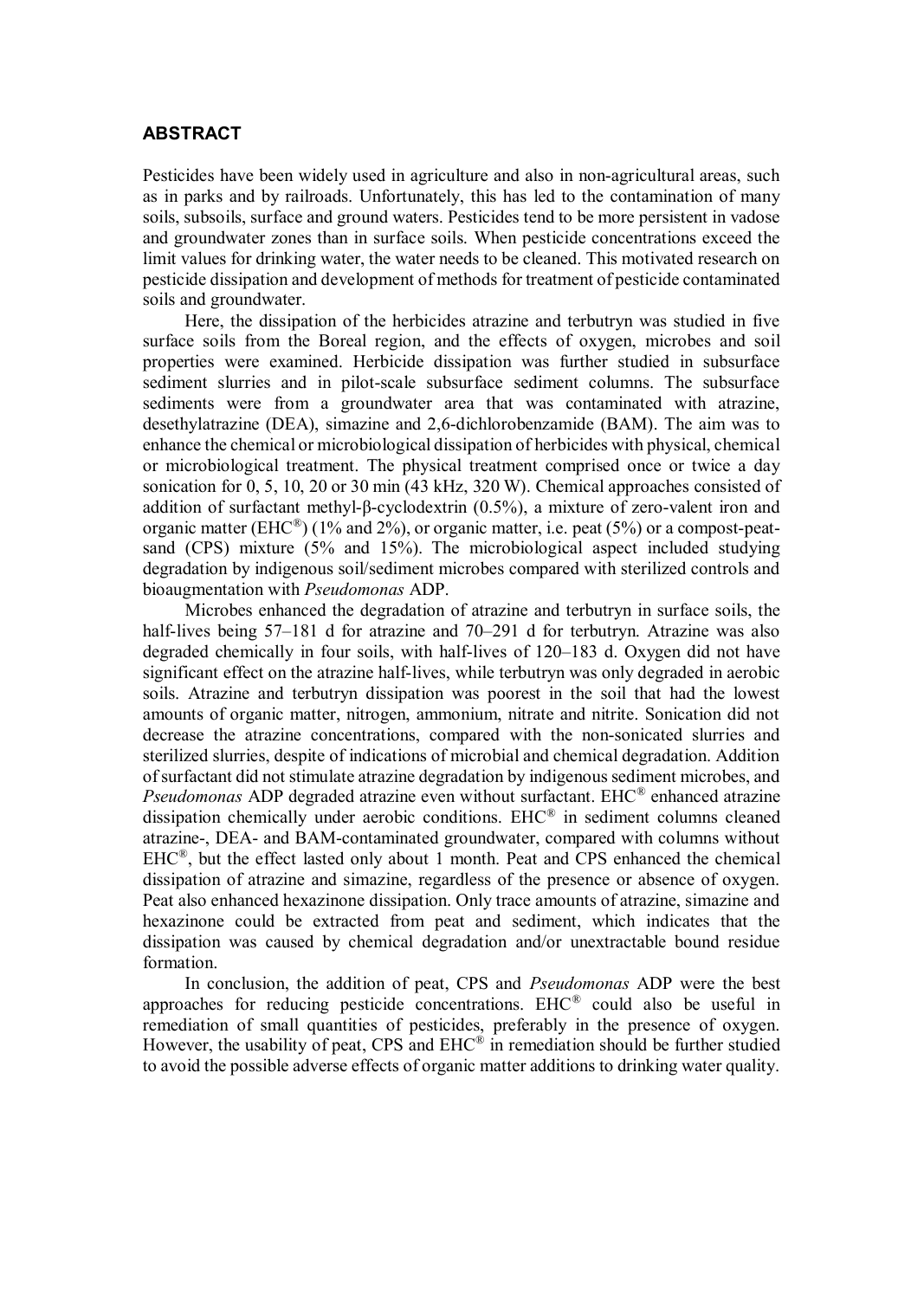## ABSTRACT

Pesticides have been widely used in agriculture and also in non-agricultural areas, such as in parks and by railroads. Unfortunately, this has led to the contamination of many soils, subsoils, surface and ground waters. Pesticides tend to be more persistent in vadose and groundwater zones than in surface soils. When pesticide concentrations exceed the limit values for drinking water, the water needs to be cleaned. This motivated research on pesticide dissipation and development of methods for treatment of pesticide contaminated soils and groundwater.

Here, the dissipation of the herbicides atrazine and terbutryn was studied in five surface soils from the Boreal region, and the effects of oxygen, microbes and soil properties were examined. Herbicide dissipation was further studied in subsurface sediment slurries and in pilot-scale subsurface sediment columns. The subsurface sediments were from a groundwater area that was contaminated with atrazine, desethylatrazine (DEA), simazine and 2,6-dichlorobenzamide (BAM). The aim was to enhance the chemical or microbiological dissipation of herbicides with physical, chemical or microbiological treatment. The physical treatment comprised once or twice a day sonication for 0, 5, 10, 20 or 30 min (43 kHz, 320 W). Chemical approaches consisted of addition of surfactant methyl-β-cyclodextrin (0.5%), a mixture of zero-valent iron and organic matter (EHC®) (1% and 2%), or organic matter, i.e. peat (5%) or a compost-peat-sand (CPS) mixture (5% and 15%). The microbiological aspect included studying degradation by indigenous soil/sediment microbes compared with sterilized controls and bioaugmentation with *Pseudomonas* ADP.

Microbes enhanced the degradation of atrazine and terbutryn in surface soils, the half-lives being 57–181 d for atrazine and 70–291 d for terbutryn. Atrazine was also degraded chemically in four soils, with half-lives of 120–183 d. Oxygen did not have significant effect on the atrazine half-lives, while terbutryn was only degraded in aerobic soils. Atrazine and terbutryn dissipation was poorest in the soil that had the lowest amounts of organic matter, nitrogen, ammonium, nitrate and nitrite. Sonication did not decrease the atrazine concentrations, compared with the non-sonicated slurries and sterilized slurries, despite of indications of microbial and chemical degradation. Addition of surfactant did not stimulate atrazine degradation by indigenous sediment microbes, and *Pseudomonas* ADP degraded atrazine even without surfactant. EHC® enhanced atrazine dissipation chemically under aerobic conditions. EHC® in sediment columns cleaned atrazine-, DEA- and BAM-contaminated groundwater, compared with columns without EHC®, but the effect lasted only about 1 month. Peat and CPS enhanced the chemical dissipation of atrazine and simazine, regardless of the presence or absence of oxygen. Peat also enhanced hexazinone dissipation. Only trace amounts of atrazine, simazine and hexazinone could be extracted from peat and sediment, which indicates that the dissipation was caused by chemical degradation and/or unextractable bound residue formation.

In conclusion, the addition of peat, CPS and *Pseudomonas* ADP were the best approaches for reducing pesticide concentrations. EHC® could also be useful in remediation of small quantities of pesticides, preferably in the presence of oxygen. However, the usability of peat, CPS and EHC® in remediation should be further studied to avoid the possible adverse effects of organic matter additions to drinking water quality.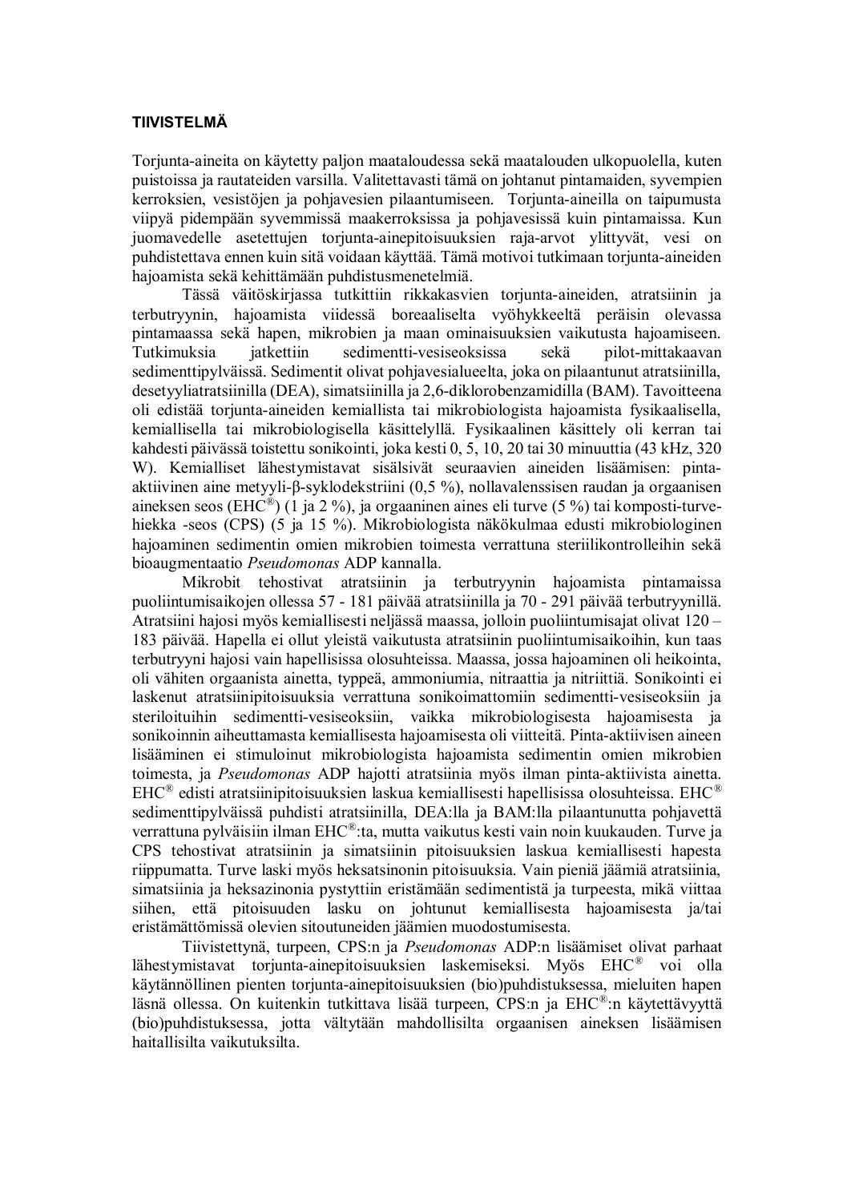**TIIVISTELMÄ**

Torjunta-aineita on käytetty paljon maataloudessa sekä maatalouden ulkopuolella, kuten puistoissa ja rautateiden varsilla. Valitettavasti tämä on johtanut pintamaiden, syvempien kerroksien, vesistöjen ja pohjavesien pilaantumiseen. Torjunta-aineilla on taipumusta viipyä pidempään syvemmissä maakerroksissa ja pohjavesissä kuin pintamaissa. Kun juomavedelle asetettujen torjunta-ainepitoisuuksien raja-arvot ylittyvät, vesi on puhdistettava ennen kuin sitä voidaan käyttää. Tämä motivoi tutkimaan torjunta-aineiden hajoamista sekä kehittämään puhdistusmenetelmiä.

Tässä väitöskirjassa tutkittiin rikkakasvien torjunta-aineiden, atratsiinin ja terbutryynin, hajoamista viidessä boreaaliselta vyöhykkeeltä peräisin olevassa pintamaassa sekä hapen, mikrobien ja maan ominaisuuksien vaikutusta hajoamiseen. Tutkimuksia jatkettiin sedimentti-vesiseoksissa sekä pilot-mittakaavan sedimenttipylväissä. Sedimentit olivat pohjavesialueelta, joka on pilaantunut atratsiinilla, desetyyliatratsiinilla (DEA), simatsiinilla ja 2,6-diklorobenzamidilla (BAM). Tavoitteena oli edistää torjunta-aineiden kemiallista tai mikrobiologista hajoamista fysikaalisella, kemiallisella tai mikrobiologisella käsittelyllä. Fysikaalinen käsittely oli kerran tai kahdesti päivässä toistettu sonikointi, joka kesti 0, 5, 10, 20 tai 30 minuuttia (43 kHz, 320 W). Kemialliset lähestymistavat sisälsivät seuraavien aineiden lisäämisen: pinta-aktiivinen aine metyyli-β-syklodekstriini (0,5 %), nollavalenssisen raudan ja orgaanisen aineksen seos (EHC®) (1 ja 2 %), ja orgaaninen aines eli turve (5 %) tai komposti-turve-hiekka -seos (CPS) (5 ja 15 %). Mikrobiologista näkökulmaa edusti mikrobiologinen hajoaminen sedimentin omien mikrobien toimesta verrattuna steriilikontrolleihin sekä bioaugmentaatio *Pseudomonas* ADP kannalla.

Mikrobit tehostivat atratsiinin ja terbutryynin hajoamista pintamaissa puoliintumisaikojen ollessa 57 - 181 päivää atratsiinilla ja 70 - 291 päivää terbutryynillä. Atratsiini hajosi myös kemiallisesti neljässä maassa, jolloin puoliintumisajat olivat 120 – 183 päivää. Hapella ei ollut yleistä vaikutusta atratsiinin puoliintumisaikoihin, kun taas terbutryyni hajosi vain hapellisissa olosuhteissa. Maassa, jossa hajoaminen oli heikointa, oli vähiten orgaanista ainetta, typpeä, ammoniumia, nitraattia ja nitriittiä. Sonikointi ei laskenut atratsiinipitoisuuksia verrattuna sonikoimattomiin sedimentti-vesiseoksiin ja steriloituihin sedimentti-vesiseoksiin, vaikka mikrobiologisesta hajoamisesta ja sonikoinnin aiheuttamasta kemiallisesta hajoamisesta oli viitteitä. Pinta-aktiivisen aineen lisääminen ei stimuloinut mikrobiologista hajoamista sedimentin omien mikrobien toimesta, ja *Pseudomonas* ADP hajotti atratsiinia myös ilman pinta-aktiivista ainetta. EHC® edisti atratsiinipitoisuuksien laskua kemiallisesti hapellisissa olosuhteissa. EHC® sedimenttipylväissä puhdisti atratsiinilla, DEA:lla ja BAM:lla pilaantunutta pohjavettä verrattuna pylväisiin ilman EHC®:ta, mutta vaikutus kesti vain noin kuukauden. Turve ja CPS tehostivat atratsiinin ja simatsiinin pitoisuuksien laskua kemiallisesti hapesta riippumatta. Turve laski myös heksatsinonin pitoisuuksia. Vain pieniä jäämiä atratsiinia, simatsiinia ja heksazinonia pystyttiin eristämään sedimentistä ja turpeesta, mikä viittaa siihen, että pitoisuuden lasku on johtunut kemiallisesta hajoamisesta ja/tai eristämättömissä olevien sitoutuneiden jäämien muodostumisesta.

Tiivistettynä, turpeen, CPS:n ja *Pseudomonas* ADP:n lisäämiset olivat parhaat lähestymistavat torjunta-ainepitoisuuksien laskemiseksi. Myös EHC® voi olla käytännöllinen pienten torjunta-ainepitoisuuksien (bio)puhdistuksessa, mieluiten hapen läsnä ollessa. On kuitenkin tutkittava lisää turpeen, CPS:n ja EHC®:n käytettävyyttä (bio)puhdistuksessa, jotta vältytään mahdollisilta orgaanisen aineksen lisäämisen haitallisilta vaikutuksilta.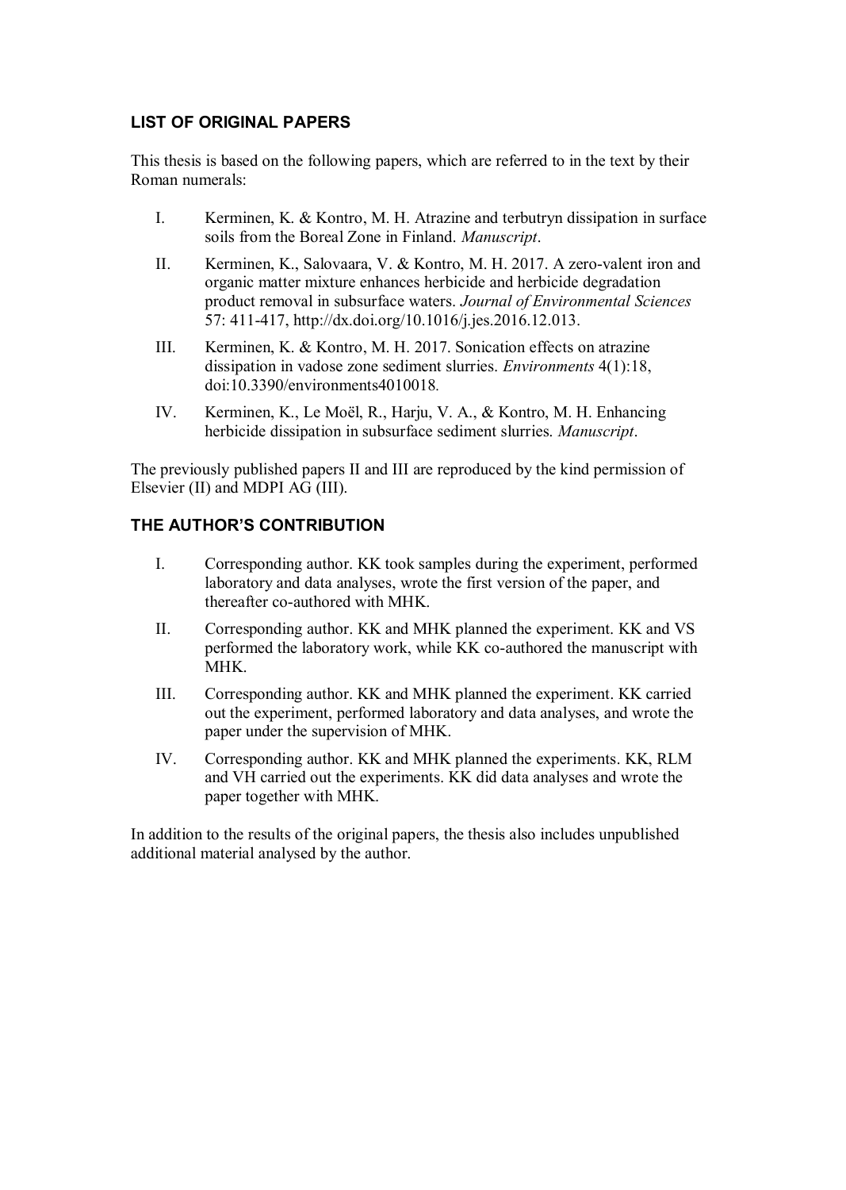## LIST OF ORIGINAL PAPERS

This thesis is based on the following papers, which are referred to in the text by their Roman numerals:

I. Kerminen, K. & Kontro, M. H. Atrazine and terbutryn dissipation in surface soils from the Boreal Zone in Finland. *Manuscript*.

II. Kerminen, K., Salovaara, V. & Kontro, M. H. 2017. A zero-valent iron and organic matter mixture enhances herbicide and herbicide degradation product removal in subsurface waters. *Journal of Environmental Sciences* 57: 411-417, http://dx.doi.org/10.1016/j.jes.2016.12.013.

III. Kerminen, K. & Kontro, M. H. 2017. Sonication effects on atrazine dissipation in vadose zone sediment slurries. *Environments* 4(1):18, doi:10.3390/environments4010018.

IV. Kerminen, K., Le Moël, R., Harju, V. A., & Kontro, M. H. Enhancing herbicide dissipation in subsurface sediment slurries. *Manuscript*.

The previously published papers II and III are reproduced by the kind permission of Elsevier (II) and MDPI AG (III).

## THE AUTHOR'S CONTRIBUTION

I. Corresponding author. KK took samples during the experiment, performed laboratory and data analyses, wrote the first version of the paper, and thereafter co-authored with MHK.

II. Corresponding author. KK and MHK planned the experiment. KK and VS performed the laboratory work, while KK co-authored the manuscript with MHK.

III. Corresponding author. KK and MHK planned the experiment. KK carried out the experiment, performed laboratory and data analyses, and wrote the paper under the supervision of MHK.

IV. Corresponding author. KK and MHK planned the experiments. KK, RLM and VH carried out the experiments. KK did data analyses and wrote the paper together with MHK.

In addition to the results of the original papers, the thesis also includes unpublished additional material analysed by the author.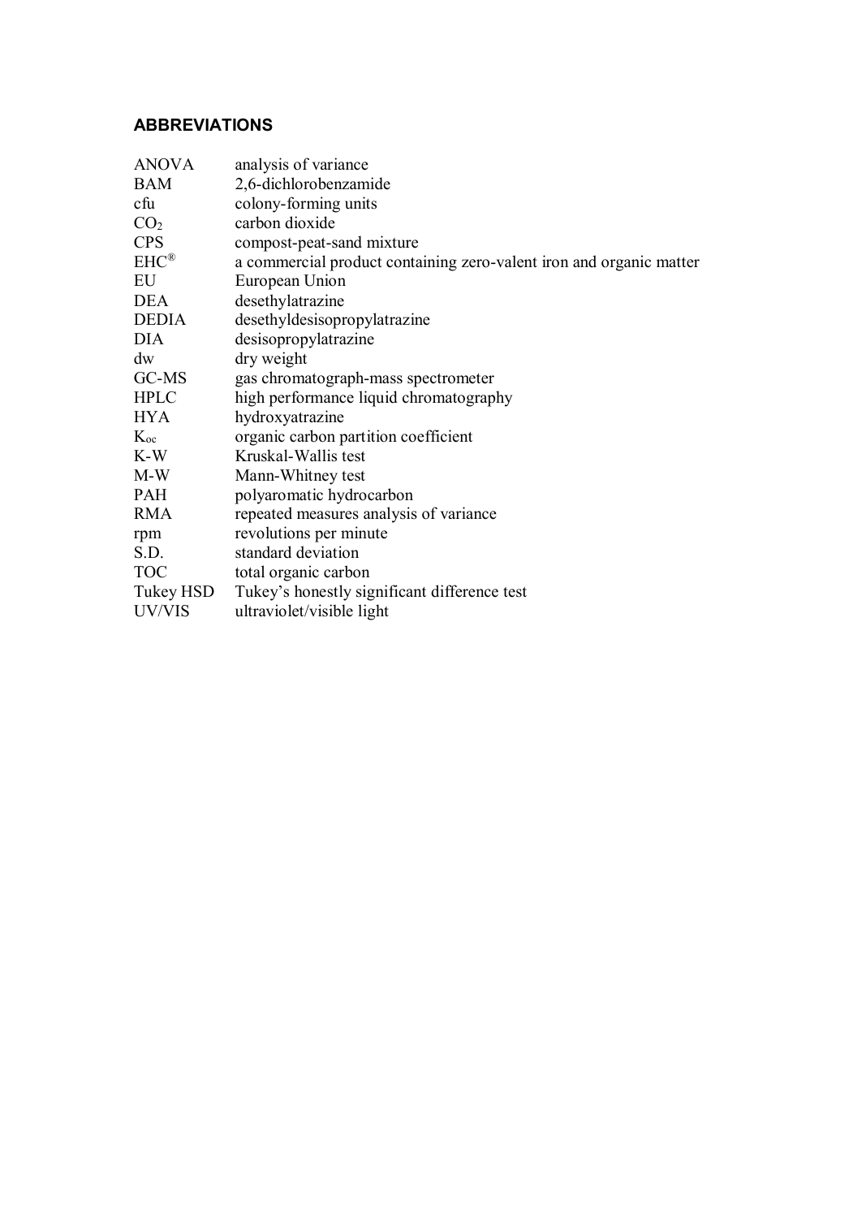## ABBREVIATIONS

| | |
|---|---|
| ANOVA | analysis of variance |
| BAM | 2,6-dichlorobenzamide |
| cfu | colony-forming units |
| $CO_2$ | carbon dioxide |
| CPS | compost-peat-sand mixture |
| EHC® | a commercial product containing zero-valent iron and organic matter |
| EU | European Union |
| DEA | desethylatrazine |
| DEDIA | desethyldesisopropylatrazine |
| DIA | desisopropylatrazine |
| dw | dry weight |
| GC-MS | gas chromatograph-mass spectrometer |
| HPLC | high performance liquid chromatography |
| HYA | hydroxyatrazine |
| $K_{oc}$ | organic carbon partition coefficient |
| K-W | Kruskal-Wallis test |
| M-W | Mann-Whitney test |
| PAH | polyaromatic hydrocarbon |
| RMA | repeated measures analysis of variance |
| rpm | revolutions per minute |
| S.D. | standard deviation |
| TOC | total organic carbon |
| Tukey HSD | Tukey's honestly significant difference test |
| UV/VIS | ultraviolet/visible light |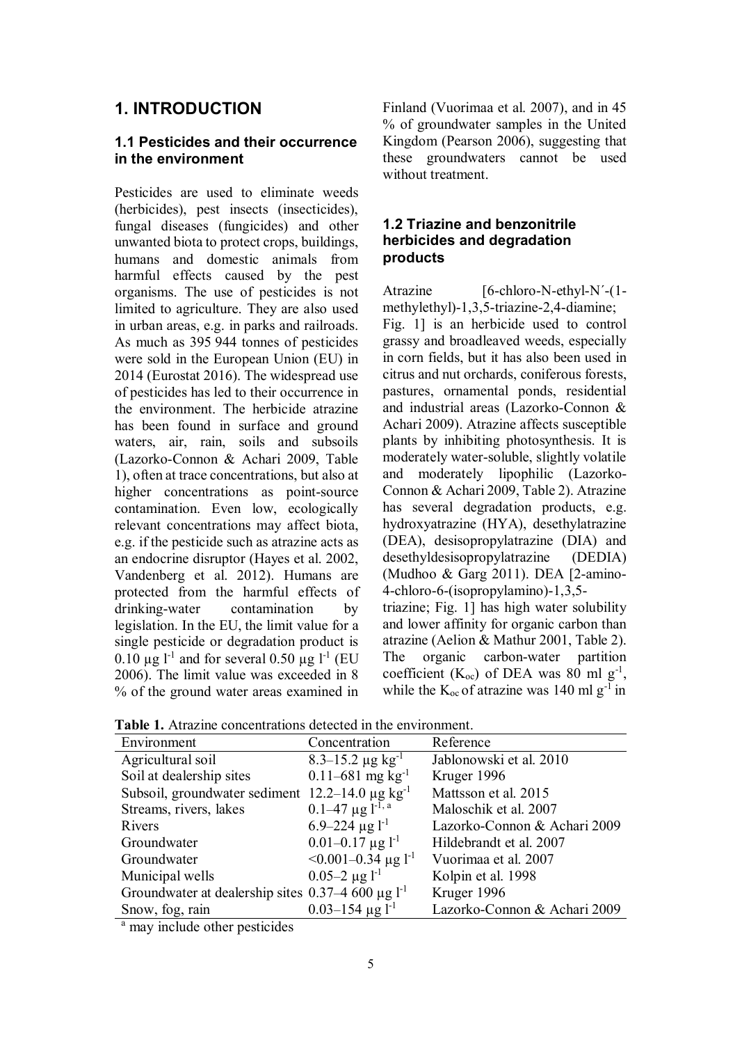# 1. INTRODUCTION

## 1.1 Pesticides and their occurrence in the environment

Pesticides are used to eliminate weeds (herbicides), pest insects (insecticides), fungal diseases (fungicides) and other unwanted biota to protect crops, buildings, humans and domestic animals from harmful effects caused by the pest organisms. The use of pesticides is not limited to agriculture. They are also used in urban areas, e.g. in parks and railroads. As much as 395 944 tonnes of pesticides were sold in the European Union (EU) in 2014 (Eurostat 2016). The widespread use of pesticides has led to their occurrence in the environment. The herbicide atrazine has been found in surface and ground waters, air, rain, soils and subsoils (Lazorko-Connon & Achari 2009, Table 1), often at trace concentrations, but also at higher concentrations as point-source contamination. Even low, ecologically relevant concentrations may affect biota, e.g. if the pesticide such as atrazine acts as an endocrine disruptor (Hayes et al. 2002, Vandenberg et al. 2012). Humans are protected from the harmful effects of drinking-water contamination by legislation. In the EU, the limit value for a single pesticide or degradation product is 0.10 µg $l^{-1}$ and for several 0.50 µg $l^{-1}$ (EU 2006). The limit value was exceeded in 8 % of the ground water areas examined in Finland (Vuorimaa et al. 2007), and in 45 % of groundwater samples in the United Kingdom (Pearson 2006), suggesting that these groundwaters cannot be used without treatment.

## 1.2 Triazine and benzonitrile herbicides and degradation products

Atrazine [6-chloro-N-ethyl-N´-(1-methylethyl)-1,3,5-triazine-2,4-diamine; Fig. 1] is an herbicide used to control grassy and broadleaved weeds, especially in corn fields, but it has also been used in citrus and nut orchards, coniferous forests, pastures, ornamental ponds, residential and industrial areas (Lazorko-Connon & Achari 2009). Atrazine affects susceptible plants by inhibiting photosynthesis. It is moderately water-soluble, slightly volatile and moderately lipophilic (Lazorko-Connon & Achari 2009, Table 2). Atrazine has several degradation products, e.g. hydroxyatrazine (HYA), desethylatrazine (DEA), desisopropylatrazine (DIA) and desethyldesisopropylatrazine (DEDIA) (Mudhoo & Garg 2011). DEA [2-amino-4-chloro-6-(isopropylamino)-1,3,5-triazine; Fig. 1] has high water solubility and lower affinity for organic carbon than atrazine (Aelion & Mathur 2001, Table 2). The organic carbon-water partition coefficient ($K_{oc}$) of DEA was 80 ml $g^{-1}$, while the $K_{oc}$ of atrazine was 140 ml $g^{-1}$ in

**Table 1.** Atrazine concentrations detected in the environment.

| Environment | Concentration | Reference |
|---|---|---|
| Agricultural soil | 8.3–15.2 µg $kg^{-1}$ | Jablonowski et al. 2010 |
| Soil at dealership sites | 0.11–681 mg $kg^{-1}$ | Kruger 1996 |
| Subsoil, groundwater sediment | 12.2–14.0 µg $kg^{-1}$ | Mattsson et al. 2015 |
| Streams, rivers, lakes | 0.1–47 µg $l^{-1}$ [a] | Maloschik et al. 2007 |
| Rivers | 6.9–224 µg $l^{-1}$ | Lazorko-Connon & Achari 2009 |
| Groundwater | 0.01–0.17 µg $l^{-1}$ | Hildebrandt et al. 2007 |
| Groundwater | <0.001–0.34 µg $l^{-1}$ | Vuorimaa et al. 2007 |
| Municipal wells | 0.05–2 µg $l^{-1}$ | Kolpin et al. 1998 |
| Groundwater at dealership sites | 0.37–4 600 µg $l^{-1}$ | Kruger 1996 |
| Snow, fog, rain | 0.03–154 µg $l^{-1}$ | Lazorko-Connon & Achari 2009 |

[a] may include other pesticides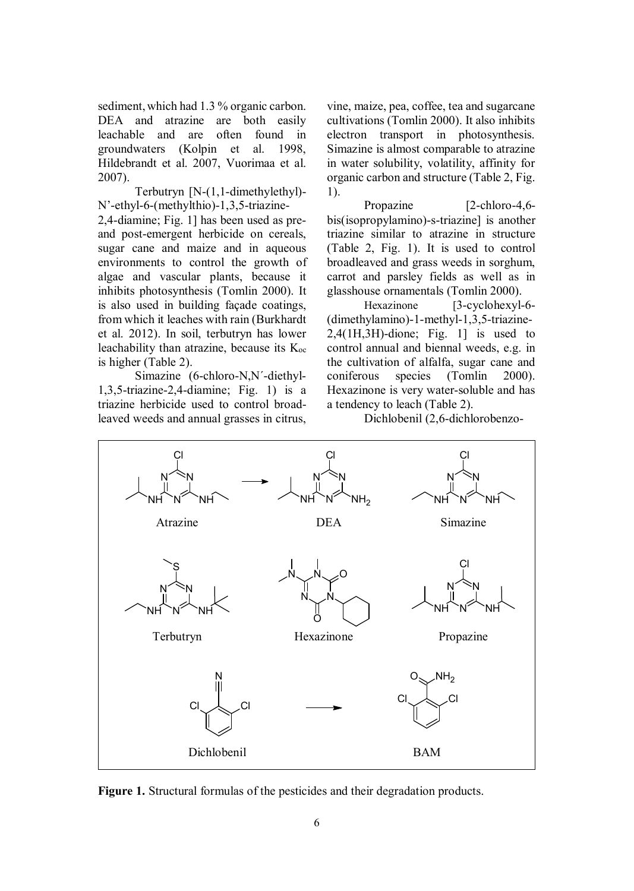sediment, which had 1.3 % organic carbon. DEA and atrazine are both easily leachable and are often found in groundwaters (Kolpin et al. 1998, Hildebrandt et al. 2007, Vuorimaa et al. 2007).

Terbutryn [N-(1,1-dimethylethyl)-N'-ethyl-6-(methylthio)-1,3,5-triazine-2,4-diamine; Fig. 1] has been used as pre- and post-emergent herbicide on cereals, sugar cane and maize and in aqueous environments to control the growth of algae and vascular plants, because it inhibits photosynthesis (Tomlin 2000). It is also used in building façade coatings, from which it leaches with rain (Burkhardt et al. 2012). In soil, terbutryn has lower leachability than atrazine, because its $K_{oc}$ is higher (Table 2).

Simazine (6-chloro-N,N´-diethyl-1,3,5-triazine-2,4-diamine; Fig. 1) is a triazine herbicide used to control broad-leaved weeds and annual grasses in citrus, vine, maize, pea, coffee, tea and sugarcane cultivations (Tomlin 2000). It also inhibits electron transport in photosynthesis. Simazine is almost comparable to atrazine in water solubility, volatility, affinity for organic carbon and structure (Table 2, Fig. 1).

Propazine [2-chloro-4,6-bis(isopropylamino)-s-triazine] is another triazine similar to atrazine in structure (Table 2, Fig. 1). It is used to control broadleaved and grass weeds in sorghum, carrot and parsley fields as well as in glasshouse ornamentals (Tomlin 2000).

Hexazinone [3-cyclohexyl-6-(dimethylamino)-1-methyl-1,3,5-triazine-2,4(1H,3H)-dione; Fig. 1] is used to control annual and biennal weeds, e.g. in the cultivation of alfalfa, sugar cane and coniferous species (Tomlin 2000). Hexazinone is very water-soluble and has a tendency to leach (Table 2).

Dichlobenil (2,6-dichlorobenzo-

**Figure 1.** Structural formulas of the pesticides and their degradation products.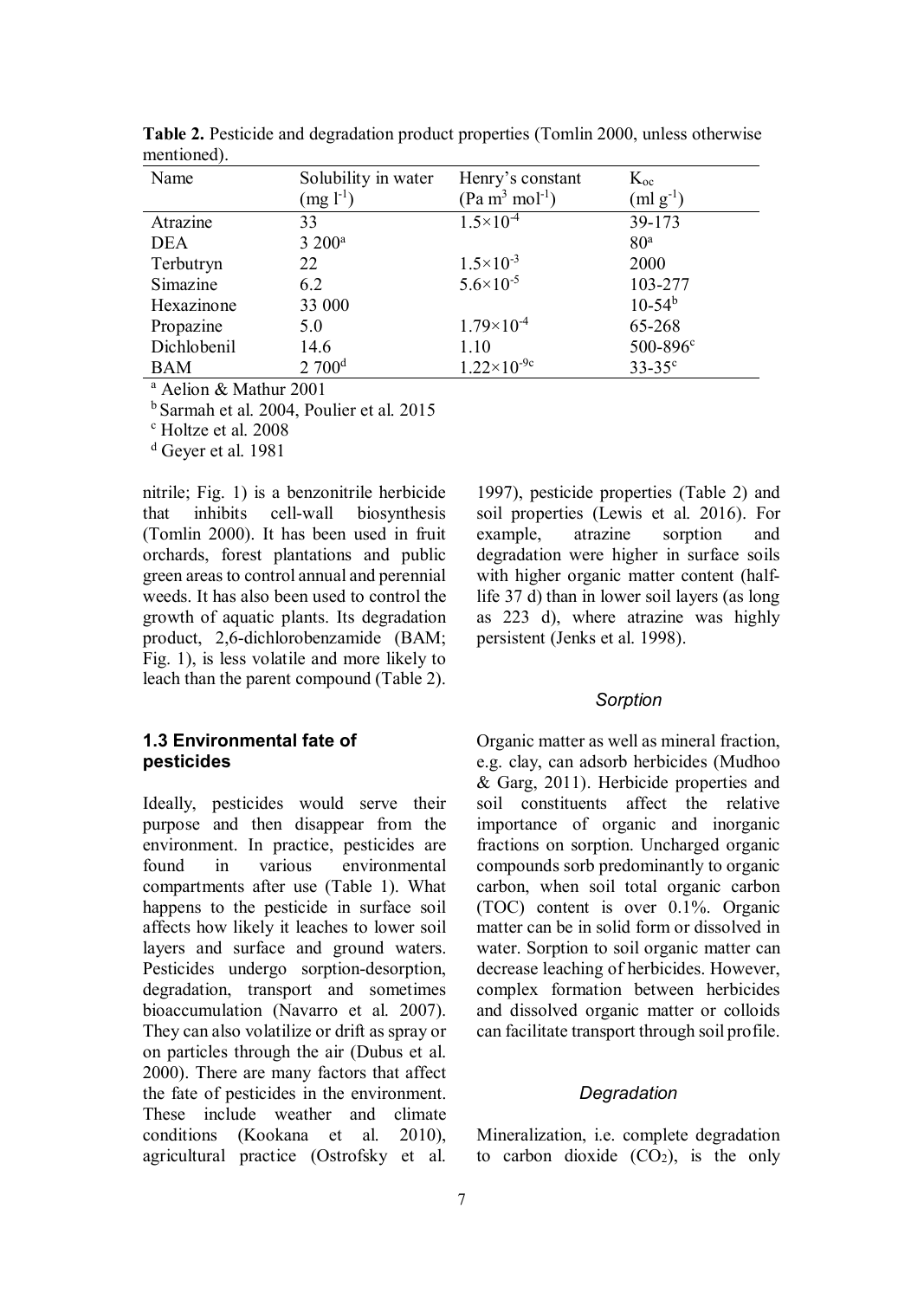**Table 2.** Pesticide and degradation product properties (Tomlin 2000, unless otherwise mentioned).

| Name | Solubility in water (mg $l^{-1}$) | Henry's constant (Pa $m^3$ $mol^{-1}$) | $K_{oc}$ (ml $g^{-1}$) |
|---|---|---|---|
| Atrazine | 33 | $1.5\times10^{-4}$ | 39-173 |
| DEA | 3 200[a] | | 80[a] |
| Terbutryn | 22 | $1.5\times10^{-3}$ | 2000 |
| Simazine | 6.2 | $5.6\times10^{-5}$ | 103-277 |
| Hexazinone | 33 000 | | 10-54[b] |
| Propazine | 5.0 | $1.79\times10^{-4}$ | 65-268 |
| Dichlobenil | 14.6 | 1.10 | 500-896[c] |
| BAM | 2 700[d] | $1.22\times10^{-9}$[c] | 33-35[c] |

[a] Aelion & Mathur 2001
[b] Sarmah et al. 2004, Poulier et al. 2015
[c] Holtze et al. 2008
[d] Geyer et al. 1981

nitrile; Fig. 1) is a benzonitrile herbicide that inhibits cell-wall biosynthesis (Tomlin 2000). It has been used in fruit orchards, forest plantations and public green areas to control annual and perennial weeds. It has also been used to control the growth of aquatic plants. Its degradation product, 2,6-dichlorobenzamide (BAM; Fig. 1), is less volatile and more likely to leach than the parent compound (Table 2).

### 1.3 Environmental fate of pesticides

Ideally, pesticides would serve their purpose and then disappear from the environment. In practice, pesticides are found in various environmental compartments after use (Table 1). What happens to the pesticide in surface soil affects how likely it leaches to lower soil layers and surface and ground waters. Pesticides undergo sorption-desorption, degradation, transport and sometimes bioaccumulation (Navarro et al. 2007). They can also volatilize or drift as spray or on particles through the air (Dubus et al. 2000). There are many factors that affect the fate of pesticides in the environment. These include weather and climate conditions (Kookana et al. 2010), agricultural practice (Ostrofsky et al. 1997), pesticide properties (Table 2) and soil properties (Lewis et al. 2016). For example, atrazine sorption and degradation were higher in surface soils with higher organic matter content (half-life 37 d) than in lower soil layers (as long as 223 d), where atrazine was highly persistent (Jenks et al. 1998).

#### *Sorption*

Organic matter as well as mineral fraction, e.g. clay, can adsorb herbicides (Mudhoo & Garg, 2011). Herbicide properties and soil constituents affect the relative importance of organic and inorganic fractions on sorption. Uncharged organic compounds sorb predominantly to organic carbon, when soil total organic carbon (TOC) content is over 0.1%. Organic matter can be in solid form or dissolved in water. Sorption to soil organic matter can decrease leaching of herbicides. However, complex formation between herbicides and dissolved organic matter or colloids can facilitate transport through soil profile.

#### *Degradation*

Mineralization, i.e. complete degradation to carbon dioxide ($CO_2$), is the only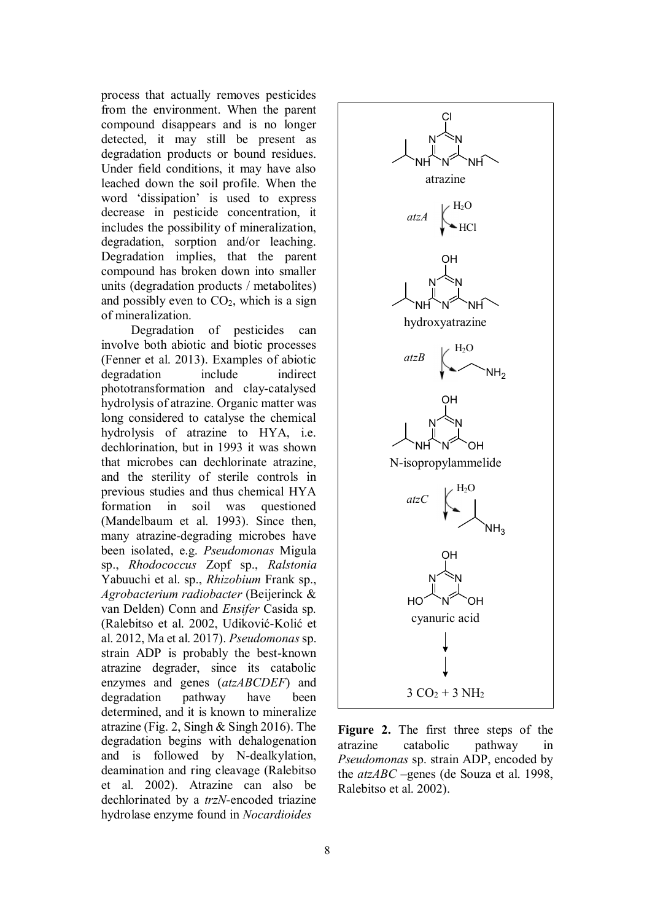process that actually removes pesticides from the environment. When the parent compound disappears and is no longer detected, it may still be present as degradation products or bound residues. Under field conditions, it may have also leached down the soil profile. When the word 'dissipation' is used to express decrease in pesticide concentration, it includes the possibility of mineralization, degradation, sorption and/or leaching. Degradation implies, that the parent compound has broken down into smaller units (degradation products / metabolites) and possibly even to $CO_2$, which is a sign of mineralization.

Degradation of pesticides can involve both abiotic and biotic processes (Fenner et al. 2013). Examples of abiotic degradation include indirect phototransformation and clay-catalysed hydrolysis of atrazine. Organic matter was long considered to catalyse the chemical hydrolysis of atrazine to HYA, i.e. dechlorination, but in 1993 it was shown that microbes can dechlorinate atrazine, and the sterility of sterile controls in previous studies and thus chemical HYA formation in soil was questioned (Mandelbaum et al. 1993). Since then, many atrazine-degrading microbes have been isolated, e.g. *Pseudomonas* Migula sp., *Rhodococcus* Zopf sp., *Ralstonia* Yabuuchi et al. sp., *Rhizobium* Frank sp., *Agrobacterium radiobacter* (Beijerinck & van Delden) Conn and *Ensifer* Casida sp. (Ralebitso et al. 2002, Udiković-Kolić et al. 2012, Ma et al. 2017). *Pseudomonas* sp. strain ADP is probably the best-known atrazine degrader, since its catabolic enzymes and genes (*atzABCDEF*) and degradation pathway have been determined, and it is known to mineralize atrazine (Fig. 2, Singh & Singh 2016). The degradation begins with dehalogenation and is followed by N-dealkylation, deamination and ring cleavage (Ralebitso et al. 2002). Atrazine can also be dechlorinated by a *trzN*-encoded triazine hydrolase enzyme found in *Nocardioides*

atrazine

*atzA* ($H_2O$ → $HCl$)

hydroxyatrazine

*atzB* ($H_2O$ → ethylamine)

N-isopropylammelide

*atzC* ($H_2O$ → isopropylamine)

cyanuric acid

$3\ CO_2 + 3\ NH_2$

**Figure 2.** The first three steps of the atrazine catabolic pathway in *Pseudomonas* sp. strain ADP, encoded by the *atzABC* –genes (de Souza et al. 1998, Ralebitso et al. 2002).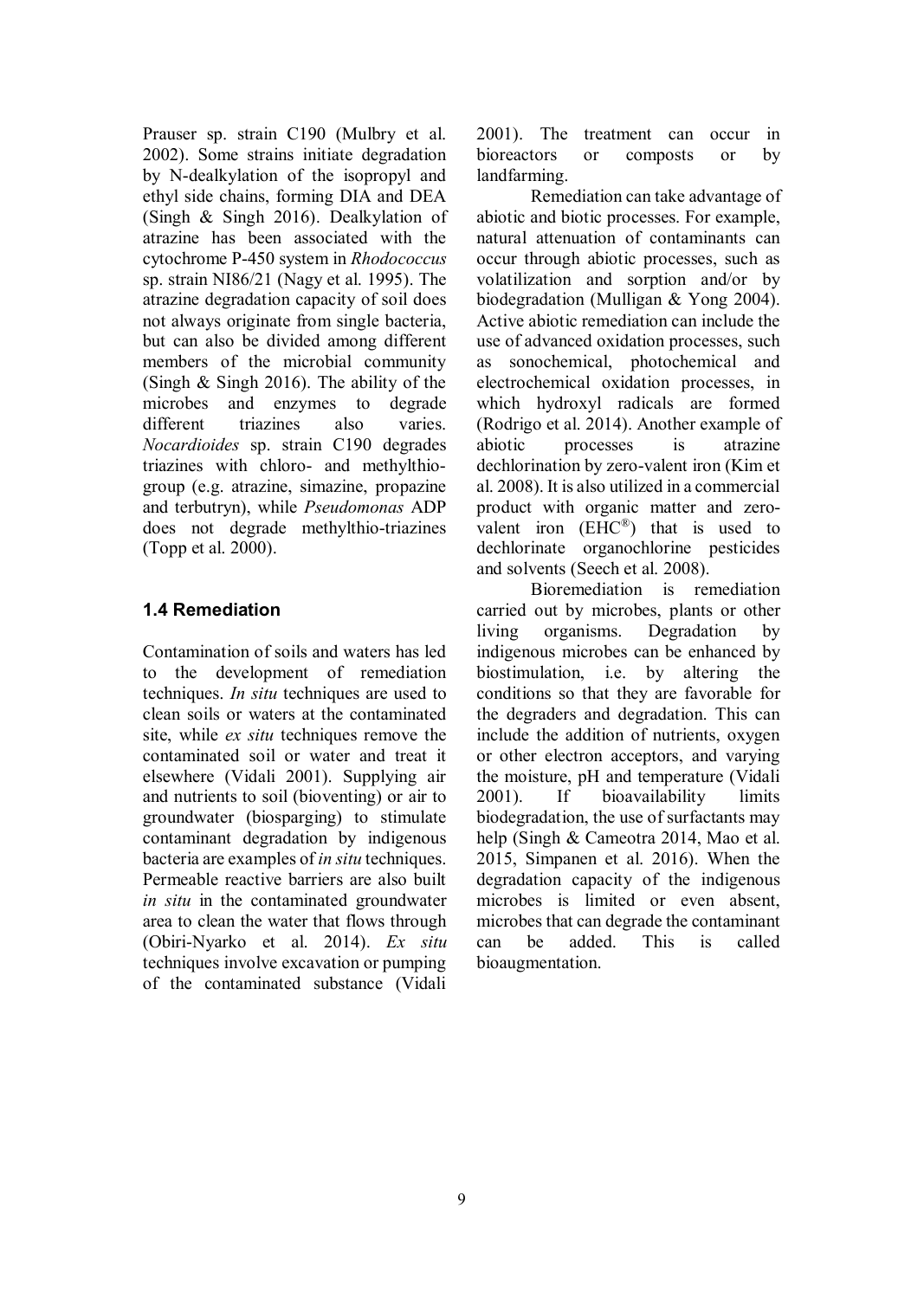Prauser sp. strain C190 (Mulbry et al. 2002). Some strains initiate degradation by N-dealkylation of the isopropyl and ethyl side chains, forming DIA and DEA (Singh & Singh 2016). Dealkylation of atrazine has been associated with the cytochrome P-450 system in *Rhodococcus* sp. strain NI86/21 (Nagy et al. 1995). The atrazine degradation capacity of soil does not always originate from single bacteria, but can also be divided among different members of the microbial community (Singh & Singh 2016). The ability of the microbes and enzymes to degrade different triazines also varies. *Nocardioides* sp. strain C190 degrades triazines with chloro- and methylthio-group (e.g. atrazine, simazine, propazine and terbutryn), while *Pseudomonas* ADP does not degrade methylthio-triazines (Topp et al. 2000).

## 1.4 Remediation

Contamination of soils and waters has led to the development of remediation techniques. *In situ* techniques are used to clean soils or waters at the contaminated site, while *ex situ* techniques remove the contaminated soil or water and treat it elsewhere (Vidali 2001). Supplying air and nutrients to soil (bioventing) or air to groundwater (biosparging) to stimulate contaminant degradation by indigenous bacteria are examples of *in situ* techniques. Permeable reactive barriers are also built *in situ* in the contaminated groundwater area to clean the water that flows through (Obiri-Nyarko et al. 2014). *Ex situ* techniques involve excavation or pumping of the contaminated substance (Vidali 2001). The treatment can occur in bioreactors or composts or by landfarming.

Remediation can take advantage of abiotic and biotic processes. For example, natural attenuation of contaminants can occur through abiotic processes, such as volatilization and sorption and/or by biodegradation (Mulligan & Yong 2004). Active abiotic remediation can include the use of advanced oxidation processes, such as sonochemical, photochemical and electrochemical oxidation processes, in which hydroxyl radicals are formed (Rodrigo et al. 2014). Another example of abiotic processes is atrazine dechlorination by zero-valent iron (Kim et al. 2008). It is also utilized in a commercial product with organic matter and zero-valent iron (EHC®) that is used to dechlorinate organochlorine pesticides and solvents (Seech et al. 2008).

Bioremediation is remediation carried out by microbes, plants or other living organisms. Degradation by indigenous microbes can be enhanced by biostimulation, i.e. by altering the conditions so that they are favorable for the degraders and degradation. This can include the addition of nutrients, oxygen or other electron acceptors, and varying the moisture, pH and temperature (Vidali 2001). If bioavailability limits biodegradation, the use of surfactants may help (Singh & Cameotra 2014, Mao et al. 2015, Simpanen et al. 2016). When the degradation capacity of the indigenous microbes is limited or even absent, microbes that can degrade the contaminant can be added. This is called bioaugmentation.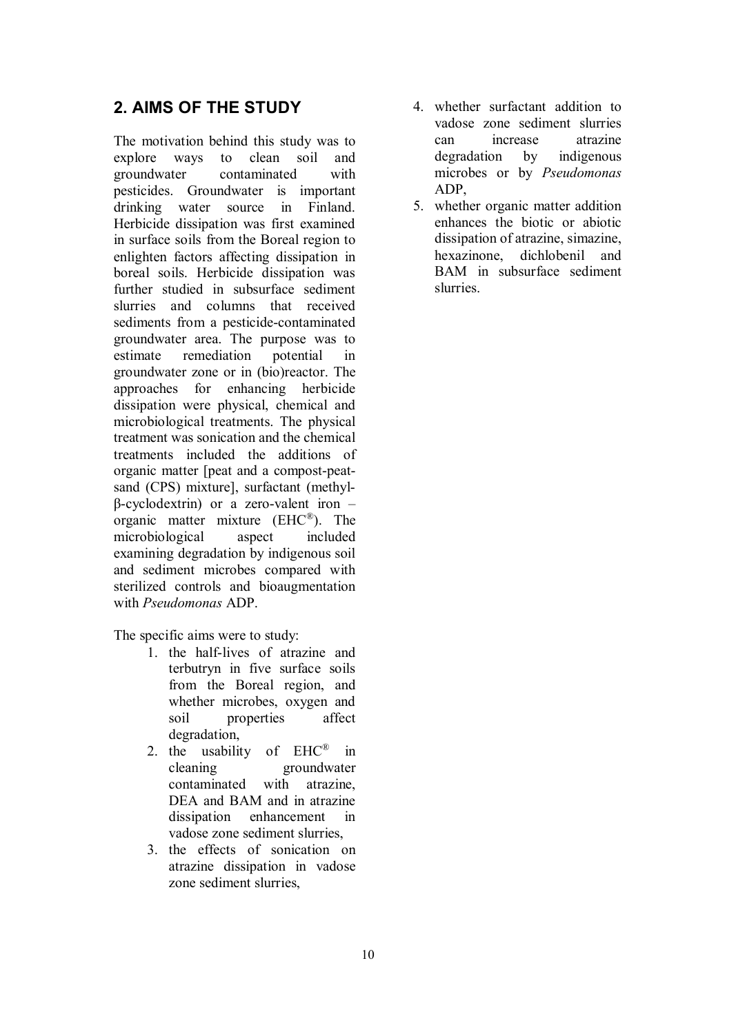## 2. AIMS OF THE STUDY

The motivation behind this study was to explore ways to clean soil and groundwater contaminated with pesticides. Groundwater is important drinking water source in Finland. Herbicide dissipation was first examined in surface soils from the Boreal region to enlighten factors affecting dissipation in boreal soils. Herbicide dissipation was further studied in subsurface sediment slurries and columns that received sediments from a pesticide-contaminated groundwater area. The purpose was to estimate remediation potential in groundwater zone or in (bio)reactor. The approaches for enhancing herbicide dissipation were physical, chemical and microbiological treatments. The physical treatment was sonication and the chemical treatments included the additions of organic matter [peat and a compost-peat-sand (CPS) mixture], surfactant (methyl-β-cyclodextrin) or a zero-valent iron – organic matter mixture (EHC®). The microbiological aspect included examining degradation by indigenous soil and sediment microbes compared with sterilized controls and bioaugmentation with *Pseudomonas* ADP.

The specific aims were to study:

1. the half-lives of atrazine and terbutryn in five surface soils from the Boreal region, and whether microbes, oxygen and soil properties affect degradation,
2. the usability of EHC® in cleaning groundwater contaminated with atrazine, DEA and BAM and in atrazine dissipation enhancement in vadose zone sediment slurries,
3. the effects of sonication on atrazine dissipation in vadose zone sediment slurries,
4. whether surfactant addition to vadose zone sediment slurries can increase atrazine degradation by indigenous microbes or by *Pseudomonas* ADP,
5. whether organic matter addition enhances the biotic or abiotic dissipation of atrazine, simazine, hexazinone, dichlobenil and BAM in subsurface sediment slurries.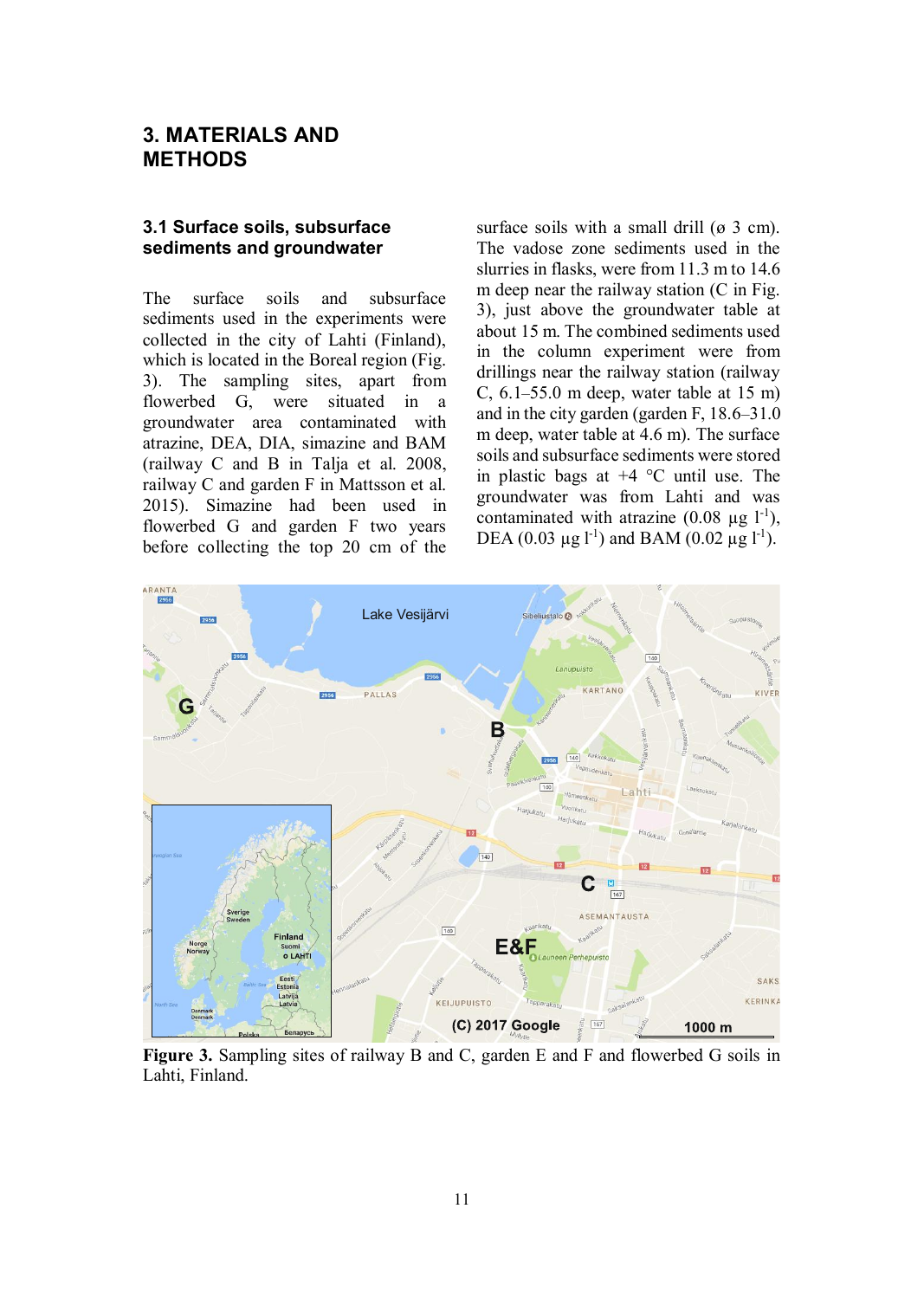# 3. MATERIALS AND METHODS

## 3.1 Surface soils, subsurface sediments and groundwater

The surface soils and subsurface sediments used in the experiments were collected in the city of Lahti (Finland), which is located in the Boreal region (Fig. 3). The sampling sites, apart from flowerbed G, were situated in a groundwater area contaminated with atrazine, DEA, DIA, simazine and BAM (railway C and B in Talja et al. 2008, railway C and garden F in Mattsson et al. 2015). Simazine had been used in flowerbed G and garden F two years before collecting the top 20 cm of the surface soils with a small drill (ø 3 cm). The vadose zone sediments used in the slurries in flasks, were from 11.3 m to 14.6 m deep near the railway station (C in Fig. 3), just above the groundwater table at about 15 m. The combined sediments used in the column experiment were from drillings near the railway station (railway C, 6.1–55.0 m deep, water table at 15 m) and in the city garden (garden F, 18.6–31.0 m deep, water table at 4.6 m). The surface soils and subsurface sediments were stored in plastic bags at +4 °C until use. The groundwater was from Lahti and was contaminated with atrazine (0.08 µg $l^{-1}$), DEA (0.03 µg $l^{-1}$) and BAM (0.02 µg $l^{-1}$).

**Figure 3.** Sampling sites of railway B and C, garden E and F and flowerbed G soils in Lahti, Finland.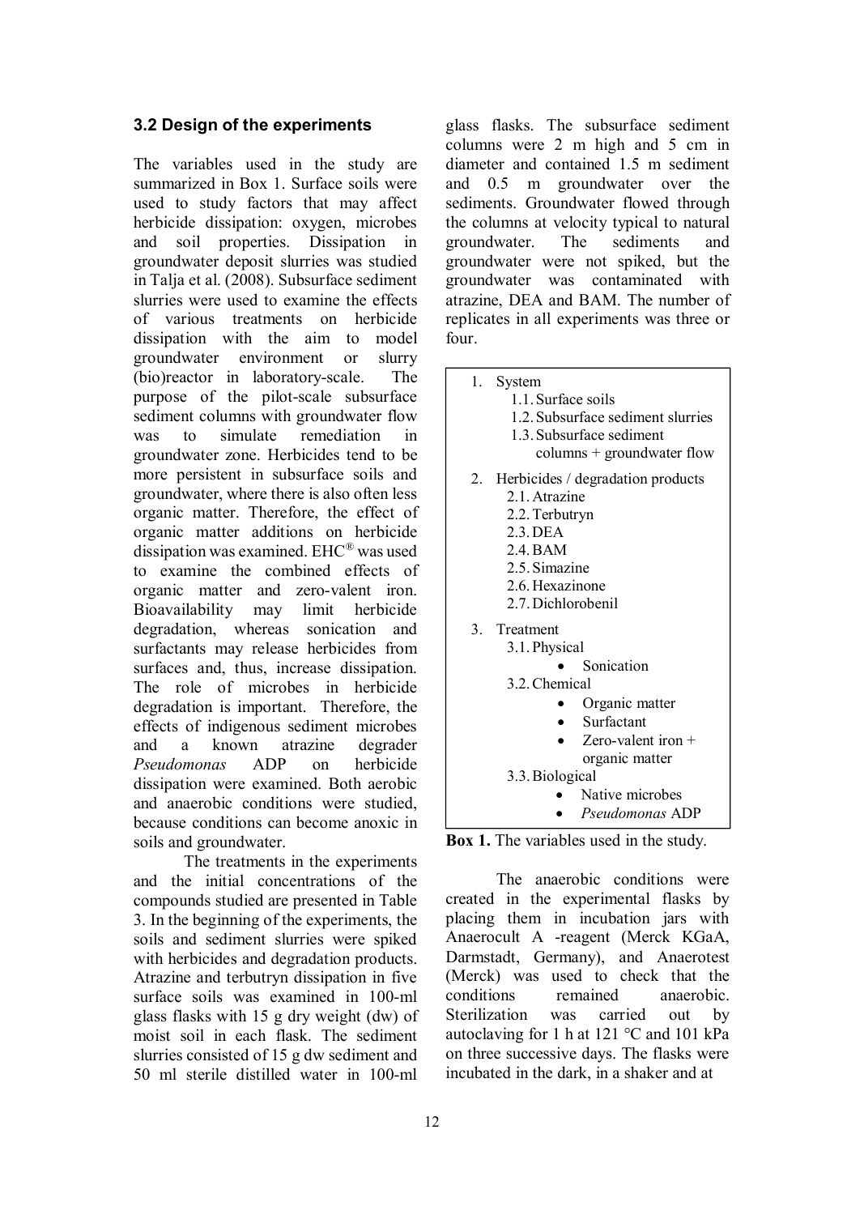### 3.2 Design of the experiments

The variables used in the study are summarized in Box 1. Surface soils were used to study factors that may affect herbicide dissipation: oxygen, microbes and soil properties. Dissipation in groundwater deposit slurries was studied in Talja et al. (2008). Subsurface sediment slurries were used to examine the effects of various treatments on herbicide dissipation with the aim to model groundwater environment or slurry (bio)reactor in laboratory-scale. The purpose of the pilot-scale subsurface sediment columns with groundwater flow was to simulate remediation in groundwater zone. Herbicides tend to be more persistent in subsurface soils and groundwater, where there is also often less organic matter. Therefore, the effect of organic matter additions on herbicide dissipation was examined. EHC® was used to examine the combined effects of organic matter and zero-valent iron. Bioavailability may limit herbicide degradation, whereas sonication and surfactants may release herbicides from surfaces and, thus, increase dissipation. The role of microbes in herbicide degradation is important. Therefore, the effects of indigenous sediment microbes and a known atrazine degrader *Pseudomonas* ADP on herbicide dissipation were examined. Both aerobic and anaerobic conditions were studied, because conditions can become anoxic in soils and groundwater.

The treatments in the experiments and the initial concentrations of the compounds studied are presented in Table 3. In the beginning of the experiments, the soils and sediment slurries were spiked with herbicides and degradation products. Atrazine and terbutryn dissipation in five surface soils was examined in 100-ml glass flasks with 15 g dry weight (dw) of moist soil in each flask. The sediment slurries consisted of 15 g dw sediment and 50 ml sterile distilled water in 100-ml glass flasks. The subsurface sediment columns were 2 m high and 5 cm in diameter and contained 1.5 m sediment and 0.5 m groundwater over the sediments. Groundwater flowed through the columns at velocity typical to natural groundwater. The sediments and groundwater were not spiked, but the groundwater was contaminated with atrazine, DEA and BAM. The number of replicates in all experiments was three or four.

1. System
   - 1.1. Surface soils
   - 1.2. Subsurface sediment slurries
   - 1.3. Subsurface sediment columns + groundwater flow
2. Herbicides / degradation products
   - 2.1. Atrazine
   - 2.2. Terbutryn
   - 2.3. DEA
   - 2.4. BAM
   - 2.5. Simazine
   - 2.6. Hexazinone
   - 2.7. Dichlorobenil
3. Treatment
   - 3.1. Physical
     - Sonication
   - 3.2. Chemical
     - Organic matter
     - Surfactant
     - Zero-valent iron + organic matter
   - 3.3. Biological
     - Native microbes
     - *Pseudomonas* ADP

**Box 1.** The variables used in the study.

The anaerobic conditions were created in the experimental flasks by placing them in incubation jars with Anaerocult A -reagent (Merck KGaA, Darmstadt, Germany), and Anaerotest (Merck) was used to check that the conditions remained anaerobic. Sterilization was carried out by autoclaving for 1 h at 121 °C and 101 kPa on three successive days. The flasks were incubated in the dark, in a shaker and at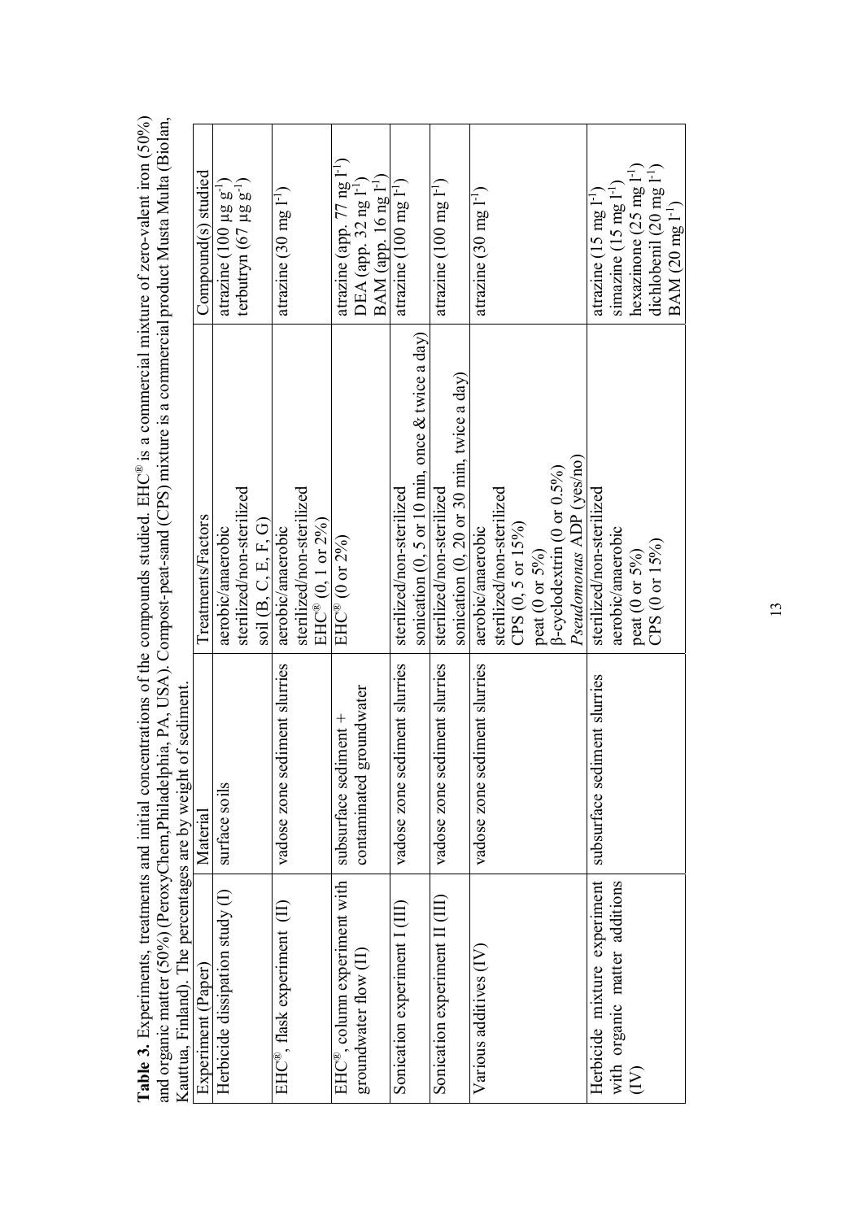**Table 3.** Experiments, treatments and initial concentrations of the compounds studied. EHC® is a commercial mixture of zero-valent iron (50%) and organic matter (50%) (PeroxyChem,Philadelphia, PA, USA). Compost-peat-sand (CPS) mixture is a commercial product Musta Multa (Biolan, Kauttua, Finland). The percentages are by weight of sediment.

| Experiment (Paper) | Material | Treatments/Factors | Compound(s) studied |
| --- | --- | --- | --- |
| Herbicide dissipation study (I) | surface soils | aerobic/anaerobic<br>sterilized/non-sterilized<br>soil (B, C, E, F, G) | atrazine (100 µg $g^{-1}$)<br>terbutryn (67 µg $g^{-1}$) |
| EHC®, flask experiment (II) | vadose zone sediment slurries | aerobic/anaerobic<br>sterilized/non-sterilized<br>EHC® (0, 1 or 2%) | atrazine (30 mg $l^{-1}$) |
| EHC®, column experiment with groundwater flow (II) | subsurface sediment + contaminated groundwater | EHC® (0 or 2%) | atrazine (app. 77 ng $l^{-1}$)<br>DEA (app. 32 ng $l^{-1}$)<br>BAM (app. 16 ng $l^{-1}$) |
| Sonication experiment I (III) | vadose zone sediment slurries | sterilized/non-sterilized<br>sonication (0, 5 or 10 min, once & twice a day) | atrazine (100 mg $l^{-1}$) |
| Sonication experiment II (III) | vadose zone sediment slurries | sterilized/non-sterilized<br>sonication (0, 20 or 30 min, twice a day) | atrazine (100 mg $l^{-1}$) |
| Various additives (IV) | vadose zone sediment slurries | aerobic/anaerobic<br>sterilized/non-sterilized<br>CPS (0, 5 or 15%)<br>peat (0 or 5%)<br>β-cyclodextrin (0 or 0.5%)<br>*Pseudomonas* ADP (yes/no) | atrazine (30 mg $l^{-1}$) |
| Herbicide mixture experiment with organic matter additions (IV) | subsurface sediment slurries | sterilized/non-sterilized<br>aerobic/anaerobic<br>peat (0 or 5%)<br>CPS (0 or 15%) | atrazine (15 mg $l^{-1}$)<br>simazine (15 mg $l^{-1}$)<br>hexazinone (25 mg $l^{-1}$)<br>dichlobenil (20 mg $l^{-1}$)<br>BAM (20 mg $l^{-1}$) |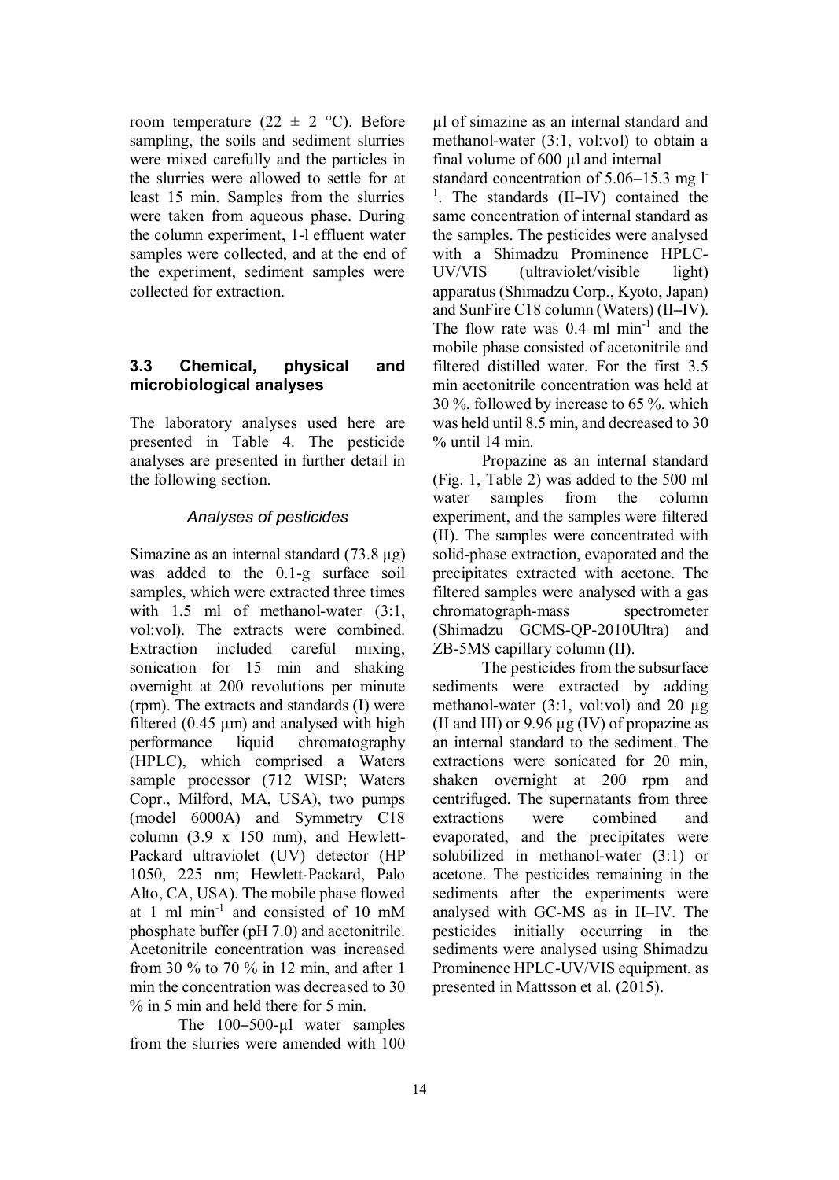room temperature (22 ± 2 °C). Before sampling, the soils and sediment slurries were mixed carefully and the particles in the slurries were allowed to settle for at least 15 min. Samples from the slurries were taken from aqueous phase. During the column experiment, 1-l effluent water samples were collected, and at the end of the experiment, sediment samples were collected for extraction.

### 3.3 Chemical, physical and microbiological analyses

The laboratory analyses used here are presented in Table 4. The pesticide analyses are presented in further detail in the following section.

#### *Analyses of pesticides*

Simazine as an internal standard (73.8 µg) was added to the 0.1-g surface soil samples, which were extracted three times with 1.5 ml of methanol-water (3:1, vol:vol). The extracts were combined. Extraction included careful mixing, sonication for 15 min and shaking overnight at 200 revolutions per minute (rpm). The extracts and standards (I) were filtered (0.45 µm) and analysed with high performance liquid chromatography (HPLC), which comprised a Waters sample processor (712 WISP; Waters Copr., Milford, MA, USA), two pumps (model 6000A) and Symmetry C18 column (3.9 x 150 mm), and Hewlett-Packard ultraviolet (UV) detector (HP 1050, 225 nm; Hewlett-Packard, Palo Alto, CA, USA). The mobile phase flowed at 1 ml min$^{-1}$ and consisted of 10 mM phosphate buffer (pH 7.0) and acetonitrile. Acetonitrile concentration was increased from 30 % to 70 % in 12 min, and after 1 min the concentration was decreased to 30 % in 5 min and held there for 5 min.

The 100–500-µl water samples from the slurries were amended with 100 µl of simazine as an internal standard and methanol-water (3:1, vol:vol) to obtain a final volume of 600 µl and internal standard concentration of 5.06–15.3 mg l$^{-1}$. The standards (II–IV) contained the same concentration of internal standard as the samples. The pesticides were analysed with a Shimadzu Prominence HPLC-UV/VIS (ultraviolet/visible light) apparatus (Shimadzu Corp., Kyoto, Japan) and SunFire C18 column (Waters) (II–IV). The flow rate was 0.4 ml min$^{-1}$ and the mobile phase consisted of acetonitrile and filtered distilled water. For the first 3.5 min acetonitrile concentration was held at 30 %, followed by increase to 65 %, which was held until 8.5 min, and decreased to 30 % until 14 min.

Propazine as an internal standard (Fig. 1, Table 2) was added to the 500 ml water samples from the column experiment, and the samples were filtered (II). The samples were concentrated with solid-phase extraction, evaporated and the precipitates extracted with acetone. The filtered samples were analysed with a gas chromatograph-mass spectrometer (Shimadzu GCMS-QP-2010Ultra) and ZB-5MS capillary column (II).

The pesticides from the subsurface sediments were extracted by adding methanol-water (3:1, vol:vol) and 20 µg (II and III) or 9.96 µg (IV) of propazine as an internal standard to the sediment. The extractions were sonicated for 20 min, shaken overnight at 200 rpm and centrifuged. The supernatants from three extractions were combined and evaporated, and the precipitates were solubilized in methanol-water (3:1) or acetone. The pesticides remaining in the sediments after the experiments were analysed with GC-MS as in II–IV. The pesticides initially occurring in the sediments were analysed using Shimadzu Prominence HPLC-UV/VIS equipment, as presented in Mattsson et al. (2015).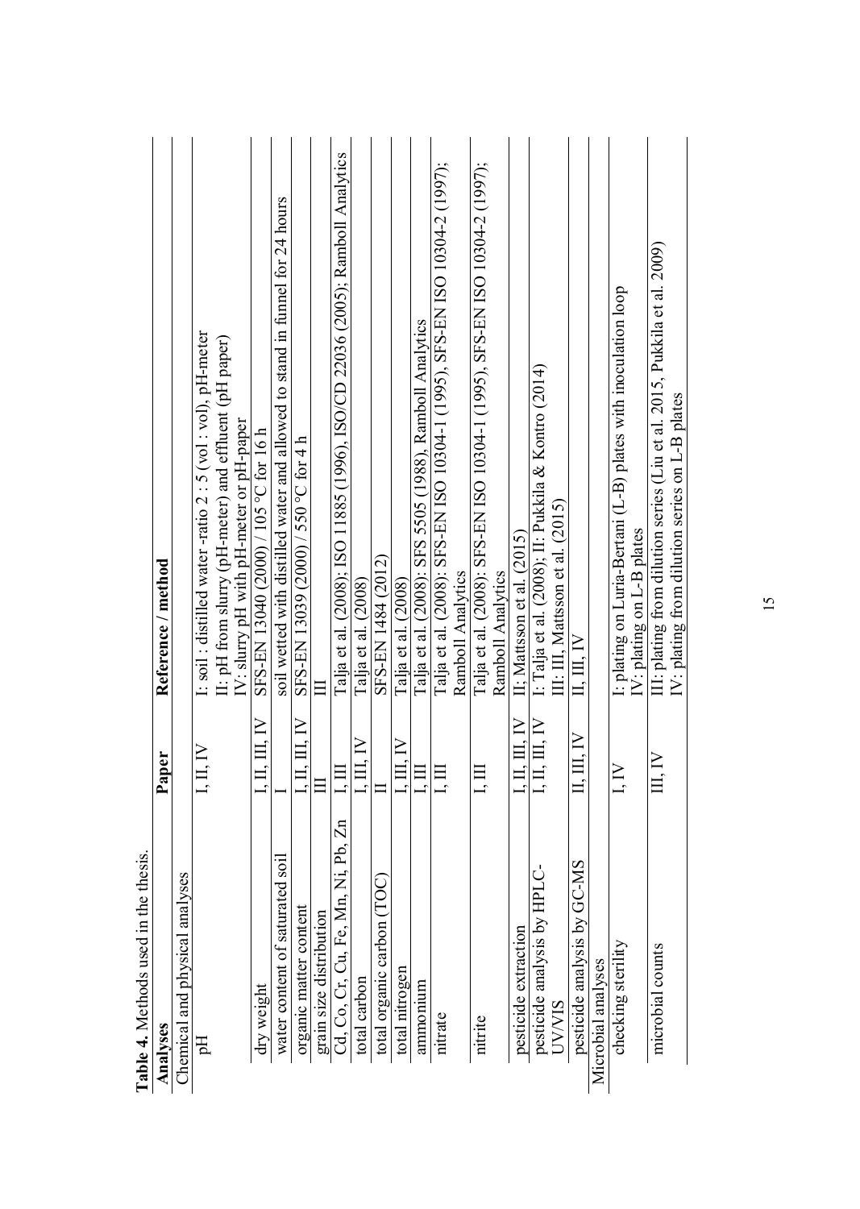**Table 4.** Methods used in the thesis.

| Analyses | Paper | Reference / method |
|---|---|---|
| Chemical and physical analyses | | |
| pH | I, II, IV | I: soil : distilled water -ratio 2 : 5 (vol : vol), pH-meter<br>II: pH from slurry (pH-meter) and effluent (pH paper)<br>IV: slurry pH with pH-meter or pH-paper |
| dry weight | I, II, III, IV | SFS-EN 13040 (2000) / 105 °C for 16 h |
| water content of saturated soil | I | soil wetted with distilled water and allowed to stand in funnel for 24 hours |
| organic matter content | I, II, III, IV | SFS-EN 13039 (2000) / 550 °C for 4 h |
| grain size distribution | III | III |
| Cd, Co, Cr, Cu, Fe, Mn, Ni, Pb, Zn | I, III | Talja et al. (2008); ISO 11885 (1996), ISO/CD 22036 (2005); Ramboll Analytics |
| total carbon | I, III, IV | Talja et al. (2008) |
| total organic carbon (TOC) | II | SFS-EN 1484 (2012) |
| total nitrogen | I, III, IV | Talja et al. (2008) |
| ammonium | I, III | Talja et al. (2008): SFS 5505 (1988), Ramboll Analytics |
| nitrate | I, III | Talja et al. (2008): SFS-EN ISO 10304-1 (1995), SFS-EN ISO 10304-2 (1997); Ramboll Analytics |
| nitrite | I, III | Talja et al. (2008): SFS-EN ISO 10304-1 (1995), SFS-EN ISO 10304-2 (1997); Ramboll Analytics |
| pesticide extraction | I, II, III, IV | II; Mattsson et al. (2015) |
| pesticide analysis by HPLC-UV/VIS | I, II, III, IV | I: Talja et al. (2008); II: Pukkila & Kontro (2014)<br>III: III, Mattsson et al. (2015) |
| pesticide analysis by GC-MS | II, III, IV | II, III, IV |
| Microbial analyses | | |
| checking sterility | I, IV | I: plating on Luria-Bertani (L-B) plates with inoculation loop<br>IV: plating on L-B plates |
| microbial counts | III, IV | III: plating from dilution series (Liu et al. 2015, Pukkila et al. 2009)<br>IV: plating from dilution series on L-B plates |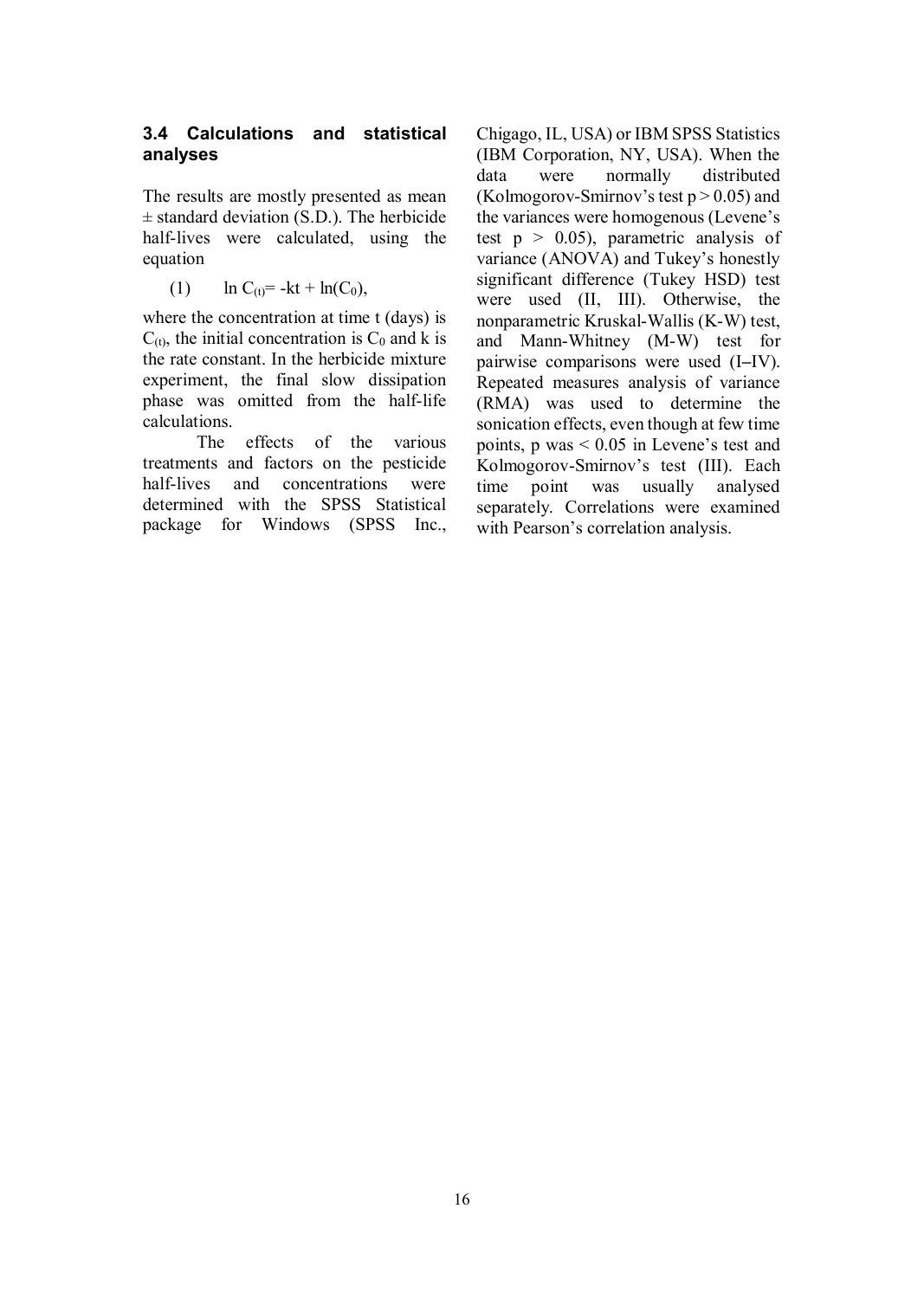### 3.4 Calculations and statistical analyses

The results are mostly presented as mean ± standard deviation (S.D.). The herbicide half-lives were calculated, using the equation

$$\ln C_{(t)} = -kt + \ln(C_0), \quad (1)$$

where the concentration at time t (days) is $C_{(t)}$, the initial concentration is $C_0$ and k is the rate constant. In the herbicide mixture experiment, the final slow dissipation phase was omitted from the half-life calculations.

The effects of the various treatments and factors on the pesticide half-lives and concentrations were determined with the SPSS Statistical package for Windows (SPSS Inc., Chigago, IL, USA) or IBM SPSS Statistics (IBM Corporation, NY, USA). When the data were normally distributed (Kolmogorov-Smirnov's test $p > 0.05$) and the variances were homogenous (Levene's test $p > 0.05$), parametric analysis of variance (ANOVA) and Tukey's honestly significant difference (Tukey HSD) test were used (II, III). Otherwise, the nonparametric Kruskal-Wallis (K-W) test, and Mann-Whitney (M-W) test for pairwise comparisons were used (I–IV). Repeated measures analysis of variance (RMA) was used to determine the sonication effects, even though at few time points, p was $< 0.05$ in Levene's test and Kolmogorov-Smirnov's test (III). Each time point was usually analysed separately. Correlations were examined with Pearson's correlation analysis.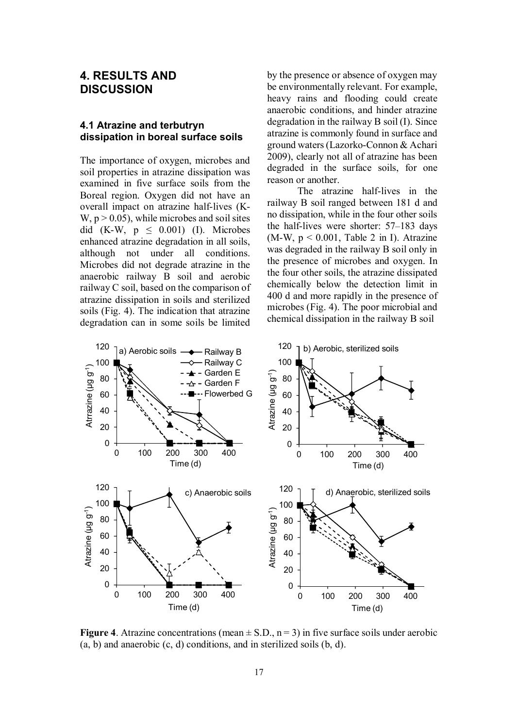# 4. RESULTS AND DISCUSSION

## 4.1 Atrazine and terbutryn dissipation in boreal surface soils

The importance of oxygen, microbes and soil properties in atrazine dissipation was examined in five surface soils from the Boreal region. Oxygen did not have an overall impact on atrazine half-lives (K-W, $p > 0.05$), while microbes and soil sites did (K-W, $p \leq 0.001$) (I). Microbes enhanced atrazine degradation in all soils, although not under all conditions. Microbes did not degrade atrazine in the anaerobic railway B soil and aerobic railway C soil, based on the comparison of atrazine dissipation in soils and sterilized soils (Fig. 4). The indication that atrazine degradation can in some soils be limited by the presence or absence of oxygen may be environmentally relevant. For example, heavy rains and flooding could create anaerobic conditions, and hinder atrazine degradation in the railway B soil (I). Since atrazine is commonly found in surface and ground waters (Lazorko-Connon & Achari 2009), clearly not all of atrazine has been degraded in the surface soils, for one reason or another.

The atrazine half-lives in the railway B soil ranged between 181 d and no dissipation, while in the four other soils the half-lives were shorter: 57–183 days (M-W, $p < 0.001$, Table 2 in I). Atrazine was degraded in the railway B soil only in the presence of microbes and oxygen. In the four other soils, the atrazine dissipated chemically below the detection limit in 400 d and more rapidly in the presence of microbes (Fig. 4). The poor microbial and chemical dissipation in the railway B soil

**Figure 4**. Atrazine concentrations (mean ± S.D., n = 3) in five surface soils under aerobic (a, b) and anaerobic (c, d) conditions, and in sterilized soils (b, d).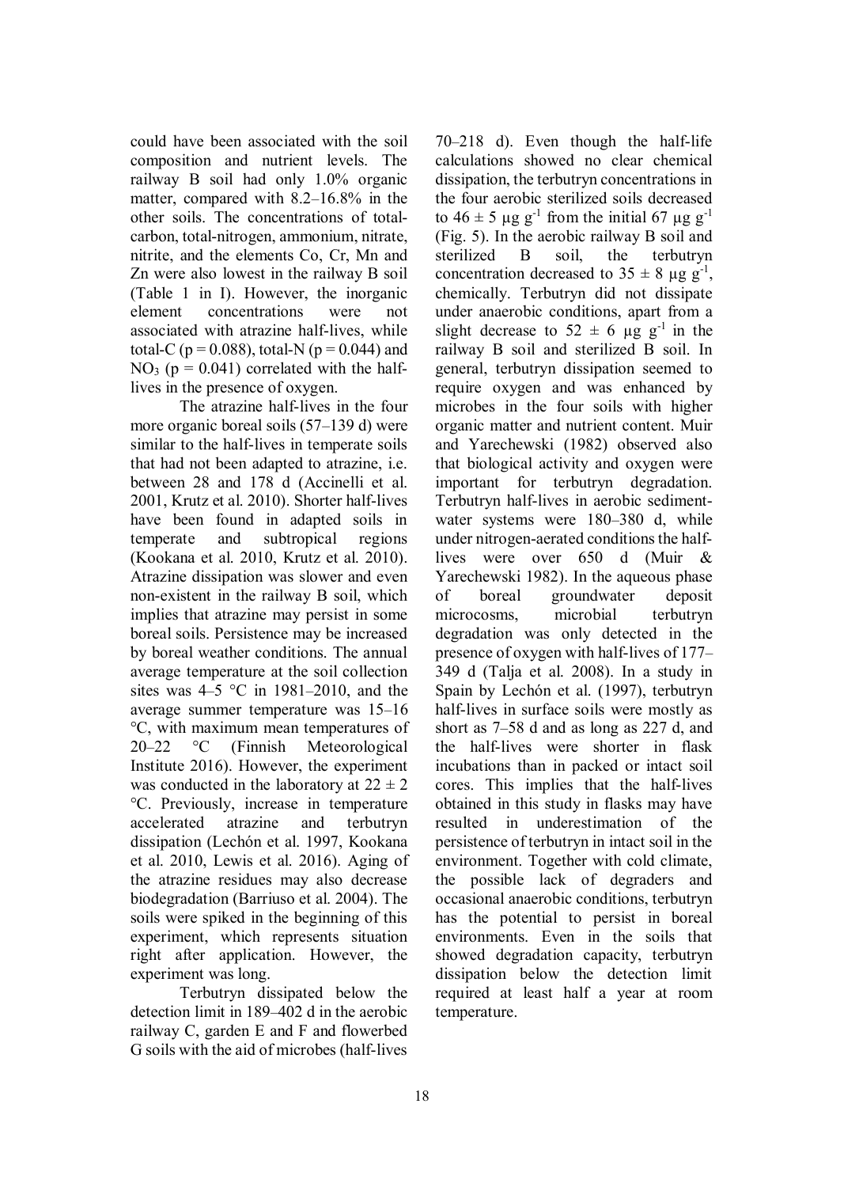could have been associated with the soil composition and nutrient levels. The railway B soil had only 1.0% organic matter, compared with 8.2–16.8% in the other soils. The concentrations of total-carbon, total-nitrogen, ammonium, nitrate, nitrite, and the elements Co, Cr, Mn and Zn were also lowest in the railway B soil (Table 1 in I). However, the inorganic element concentrations were not associated with atrazine half-lives, while total-C ($p = 0.088$), total-N ($p = 0.044$) and $NO_3$ ($p = 0.041$) correlated with the half-lives in the presence of oxygen.

The atrazine half-lives in the four more organic boreal soils (57–139 d) were similar to the half-lives in temperate soils that had not been adapted to atrazine, i.e. between 28 and 178 d (Accinelli et al. 2001, Krutz et al. 2010). Shorter half-lives have been found in adapted soils in temperate and subtropical regions (Kookana et al. 2010, Krutz et al. 2010). Atrazine dissipation was slower and even non-existent in the railway B soil, which implies that atrazine may persist in some boreal soils. Persistence may be increased by boreal weather conditions. The annual average temperature at the soil collection sites was 4–5 °C in 1981–2010, and the average summer temperature was 15–16 °C, with maximum mean temperatures of 20–22 °C (Finnish Meteorological Institute 2016). However, the experiment was conducted in the laboratory at $22 \pm 2$ °C. Previously, increase in temperature accelerated atrazine and terbutryn dissipation (Lechón et al. 1997, Kookana et al. 2010, Lewis et al. 2016). Aging of the atrazine residues may also decrease biodegradation (Barriuso et al. 2004). The soils were spiked in the beginning of this experiment, which represents situation right after application. However, the experiment was long.

Terbutryn dissipated below the detection limit in 189–402 d in the aerobic railway C, garden E and F and flowerbed G soils with the aid of microbes (half-lives 70–218 d). Even though the half-life calculations showed no clear chemical dissipation, the terbutryn concentrations in the four aerobic sterilized soils decreased to $46 \pm 5$ µg g$^{-1}$ from the initial 67 µg g$^{-1}$ (Fig. 5). In the aerobic railway B soil and sterilized B soil, the terbutryn concentration decreased to $35 \pm 8$ µg g$^{-1}$, chemically. Terbutryn did not dissipate under anaerobic conditions, apart from a slight decrease to $52 \pm 6$ µg g$^{-1}$ in the railway B soil and sterilized B soil. In general, terbutryn dissipation seemed to require oxygen and was enhanced by microbes in the four soils with higher organic matter and nutrient content. Muir and Yarechewski (1982) observed also that biological activity and oxygen were important for terbutryn degradation. Terbutryn half-lives in aerobic sediment-water systems were 180–380 d, while under nitrogen-aerated conditions the half-lives were over 650 d (Muir & Yarechewski 1982). In the aqueous phase of boreal groundwater deposit microcosms, microbial terbutryn degradation was only detected in the presence of oxygen with half-lives of 177–349 d (Talja et al. 2008). In a study in Spain by Lechón et al. (1997), terbutryn half-lives in surface soils were mostly as short as 7–58 d and as long as 227 d, and the half-lives were shorter in flask incubations than in packed or intact soil cores. This implies that the half-lives obtained in this study in flasks may have resulted in underestimation of the persistence of terbutryn in intact soil in the environment. Together with cold climate, the possible lack of degraders and occasional anaerobic conditions, terbutryn has the potential to persist in boreal environments. Even in the soils that showed degradation capacity, terbutryn dissipation below the detection limit required at least half a year at room temperature.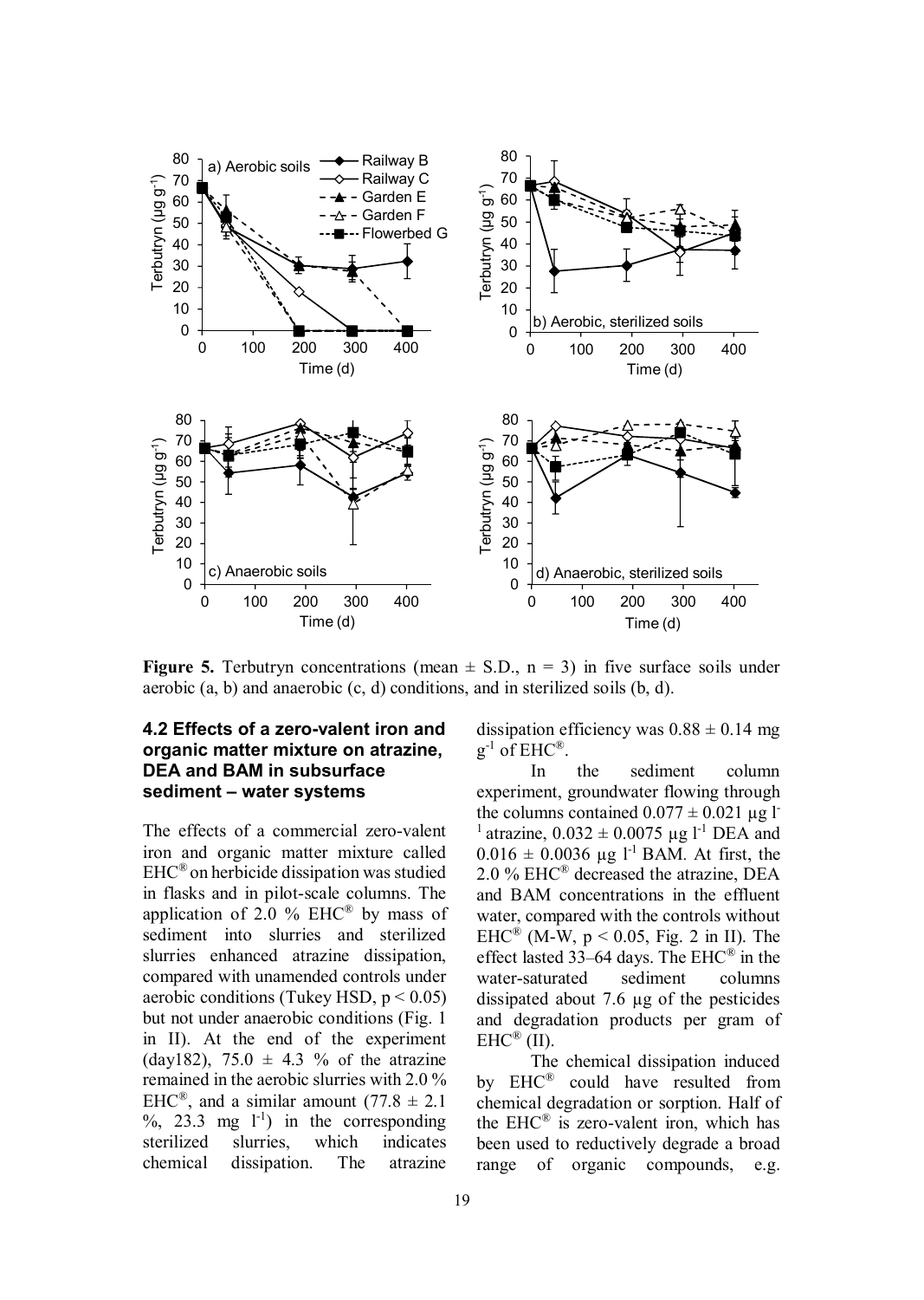**Figure 5.** Terbutryn concentrations (mean ± S.D., n = 3) in five surface soils under aerobic (a, b) and anaerobic (c, d) conditions, and in sterilized soils (b, d).

### 4.2 Effects of a zero-valent iron and organic matter mixture on atrazine, DEA and BAM in subsurface sediment – water systems

The effects of a commercial zero-valent iron and organic matter mixture called EHC® on herbicide dissipation was studied in flasks and in pilot-scale columns. The application of 2.0 % EHC® by mass of sediment into slurries and sterilized slurries enhanced atrazine dissipation, compared with unamended controls under aerobic conditions (Tukey HSD, $p < 0.05$) but not under anaerobic conditions (Fig. 1 in II). At the end of the experiment (day182), 75.0 ± 4.3 % of the atrazine remained in the aerobic slurries with 2.0 % EHC®, and a similar amount (77.8 ± 2.1 %, 23.3 mg $l^{-1}$) in the corresponding sterilized slurries, which indicates chemical dissipation. The atrazine dissipation efficiency was 0.88 ± 0.14 mg $g^{-1}$ of EHC®.

In the sediment column experiment, groundwater flowing through the columns contained 0.077 ± 0.021 µg $l^{-1}$ atrazine, 0.032 ± 0.0075 µg $l^{-1}$ DEA and 0.016 ± 0.0036 µg $l^{-1}$ BAM. At first, the 2.0 % EHC® decreased the atrazine, DEA and BAM concentrations in the effluent water, compared with the controls without EHC® (M-W, $p < 0.05$, Fig. 2 in II). The effect lasted 33–64 days. The EHC® in the water-saturated sediment columns dissipated about 7.6 µg of the pesticides and degradation products per gram of EHC® (II).

The chemical dissipation induced by EHC® could have resulted from chemical degradation or sorption. Half of the EHC® is zero-valent iron, which has been used to reductively degrade a broad range of organic compounds, e.g.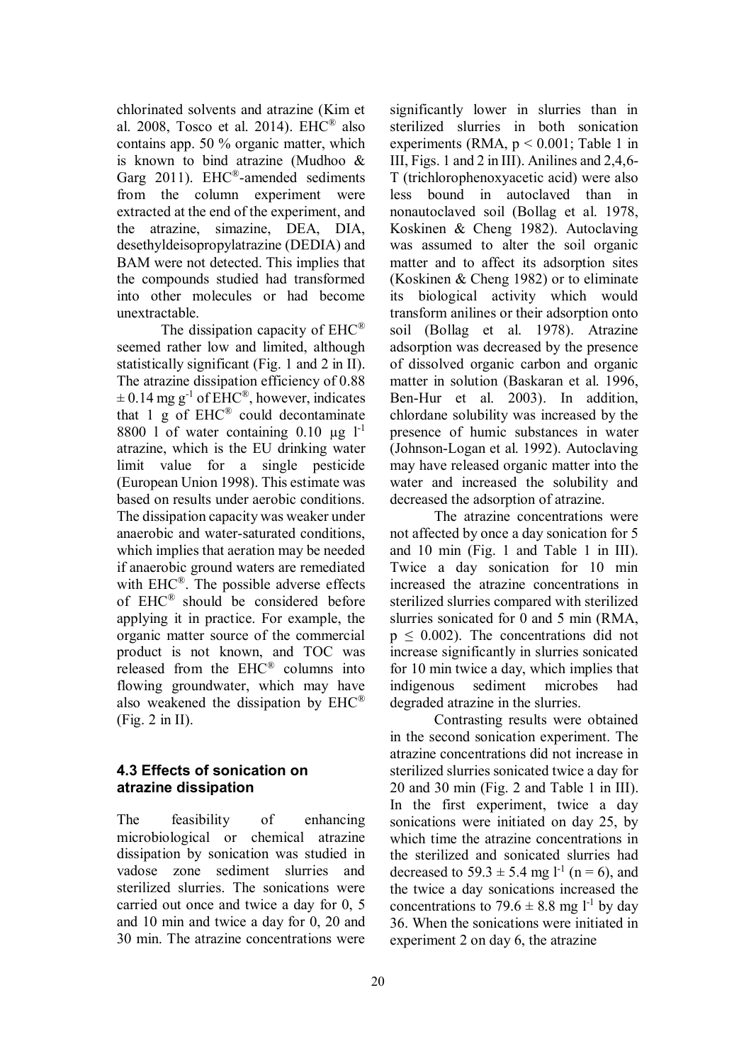chlorinated solvents and atrazine (Kim et al. 2008, Tosco et al. 2014). EHC® also contains app. 50 % organic matter, which is known to bind atrazine (Mudhoo & Garg 2011). EHC®-amended sediments from the column experiment were extracted at the end of the experiment, and the atrazine, simazine, DEA, DIA, desethyldeisopropylatrazine (DEDIA) and BAM were not detected. This implies that the compounds studied had transformed into other molecules or had become unextractable.

The dissipation capacity of EHC® seemed rather low and limited, although statistically significant (Fig. 1 and 2 in II). The atrazine dissipation efficiency of 0.88 $\pm$ 0.14 mg $g^{-1}$ of EHC®, however, indicates that 1 g of EHC® could decontaminate 8800 l of water containing 0.10 µg $l^{-1}$ atrazine, which is the EU drinking water limit value for a single pesticide (European Union 1998). This estimate was based on results under aerobic conditions. The dissipation capacity was weaker under anaerobic and water-saturated conditions, which implies that aeration may be needed if anaerobic ground waters are remediated with EHC®. The possible adverse effects of EHC® should be considered before applying it in practice. For example, the organic matter source of the commercial product is not known, and TOC was released from the EHC® columns into flowing groundwater, which may have also weakened the dissipation by EHC® (Fig. 2 in II).

### 4.3 Effects of sonication on atrazine dissipation

The feasibility of enhancing microbiological or chemical atrazine dissipation by sonication was studied in vadose zone sediment slurries and sterilized slurries. The sonications were carried out once and twice a day for 0, 5 and 10 min and twice a day for 0, 20 and 30 min. The atrazine concentrations were significantly lower in slurries than in sterilized slurries in both sonication experiments (RMA, $p < 0.001$; Table 1 in III, Figs. 1 and 2 in III). Anilines and 2,4,6-T (trichlorophenoxyacetic acid) were also less bound in autoclaved than in nonautoclaved soil (Bollag et al. 1978, Koskinen & Cheng 1982). Autoclaving was assumed to alter the soil organic matter and to affect its adsorption sites (Koskinen & Cheng 1982) or to eliminate its biological activity which would transform anilines or their adsorption onto soil (Bollag et al. 1978). Atrazine adsorption was decreased by the presence of dissolved organic carbon and organic matter in solution (Baskaran et al. 1996, Ben-Hur et al. 2003). In addition, chlordane solubility was increased by the presence of humic substances in water (Johnson-Logan et al. 1992). Autoclaving may have released organic matter into the water and increased the solubility and decreased the adsorption of atrazine.

The atrazine concentrations were not affected by once a day sonication for 5 and 10 min (Fig. 1 and Table 1 in III). Twice a day sonication for 10 min increased the atrazine concentrations in sterilized slurries compared with sterilized slurries sonicated for 0 and 5 min (RMA, $p \leq 0.002$). The concentrations did not increase significantly in slurries sonicated for 10 min twice a day, which implies that indigenous sediment microbes had degraded atrazine in the slurries.

Contrasting results were obtained in the second sonication experiment. The atrazine concentrations did not increase in sterilized slurries sonicated twice a day for 20 and 30 min (Fig. 2 and Table 1 in III). In the first experiment, twice a day sonications were initiated on day 25, by which time the atrazine concentrations in the sterilized and sonicated slurries had decreased to 59.3 $\pm$ 5.4 mg $l^{-1}$ ($n = 6$), and the twice a day sonications increased the concentrations to 79.6 $\pm$ 8.8 mg $l^{-1}$ by day 36. When the sonications were initiated in experiment 2 on day 6, the atrazine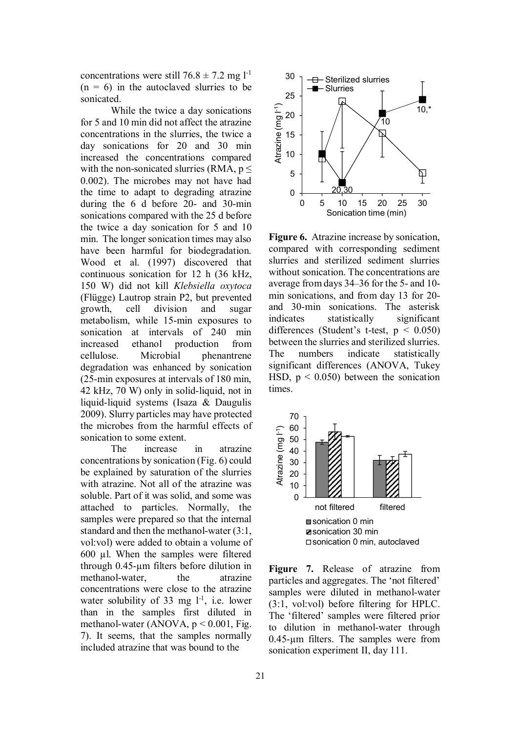concentrations were still $76.8 \pm 7.2$ mg $l^{-1}$ ($n = 6$) in the autoclaved slurries to be sonicated.

While the twice a day sonications for 5 and 10 min did not affect the atrazine concentrations in the slurries, the twice a day sonications for 20 and 30 min increased the concentrations compared with the non-sonicated slurries (RMA, $p \leq 0.002$). The microbes may not have had the time to adapt to degrading atrazine during the 6 d before 20- and 30-min sonications compared with the 25 d before the twice a day sonication for 5 and 10 min. The longer sonication times may also have been harmful for biodegradation. Wood et al. (1997) discovered that continuous sonication for 12 h (36 kHz, 150 W) did not kill *Klebsiella oxytoca* (Flügge) Lautrop strain P2, but prevented growth, cell division and sugar metabolism, while 15-min exposures to sonication at intervals of 240 min increased ethanol production from cellulose. Microbial phenantrene degradation was enhanced by sonication (25-min exposures at intervals of 180 min, 42 kHz, 70 W) only in solid-liquid, not in liquid-liquid systems (Isaza & Daugulis 2009). Slurry particles may have protected the microbes from the harmful effects of sonication to some extent.

The increase in atrazine concentrations by sonication (Fig. 6) could be explained by saturation of the slurries with atrazine. Not all of the atrazine was soluble. Part of it was solid, and some was attached to particles. Normally, the samples were prepared so that the internal standard and then the methanol-water (3:1, vol:vol) were added to obtain a volume of 600 µl. When the samples were filtered through 0.45-µm filters before dilution in methanol-water, the atrazine concentrations were close to the atrazine water solubility of 33 mg $l^{-1}$, i.e. lower than in the samples first diluted in methanol-water (ANOVA, $p < 0.001$, Fig. 7). It seems, that the samples normally included atrazine that was bound to the

**Figure 6.** Atrazine increase by sonication, compared with corresponding sediment slurries and sterilized sediment slurries without sonication. The concentrations are average from days 34–36 for the 5- and 10-min sonications, and from day 13 for 20- and 30-min sonications. The asterisk indicates statistically significant differences (Student's t-test, $p < 0.050$) between the slurries and sterilized slurries. The numbers indicate statistically significant differences (ANOVA, Tukey HSD, $p < 0.050$) between the sonication times.

**Figure 7.** Release of atrazine from particles and aggregates. The 'not filtered' samples were diluted in methanol-water (3:1, vol:vol) before filtering for HPLC. The 'filtered' samples were filtered prior to dilution in methanol-water through 0.45-µm filters. The samples were from sonication experiment II, day 111.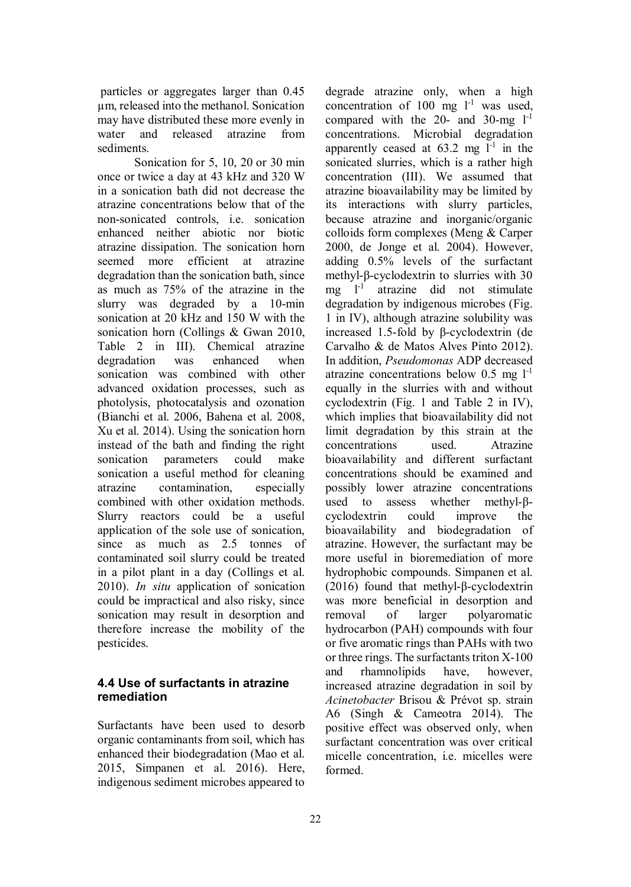particles or aggregates larger than 0.45 µm, released into the methanol. Sonication may have distributed these more evenly in water and released atrazine from sediments.

Sonication for 5, 10, 20 or 30 min once or twice a day at 43 kHz and 320 W in a sonication bath did not decrease the atrazine concentrations below that of the non-sonicated controls, i.e. sonication enhanced neither abiotic nor biotic atrazine dissipation. The sonication horn seemed more efficient at atrazine degradation than the sonication bath, since as much as 75% of the atrazine in the slurry was degraded by a 10-min sonication at 20 kHz and 150 W with the sonication horn (Collings & Gwan 2010, Table 2 in III). Chemical atrazine degradation was enhanced when sonication was combined with other advanced oxidation processes, such as photolysis, photocatalysis and ozonation (Bianchi et al. 2006, Bahena et al. 2008, Xu et al. 2014). Using the sonication horn instead of the bath and finding the right sonication parameters could make sonication a useful method for cleaning atrazine contamination, especially combined with other oxidation methods. Slurry reactors could be a useful application of the sole use of sonication, since as much as 2.5 tonnes of contaminated soil slurry could be treated in a pilot plant in a day (Collings et al. 2010). *In situ* application of sonication could be impractical and also risky, since sonication may result in desorption and therefore increase the mobility of the pesticides.

### 4.4 Use of surfactants in atrazine remediation

Surfactants have been used to desorb organic contaminants from soil, which has enhanced their biodegradation (Mao et al. 2015, Simpanen et al. 2016). Here, indigenous sediment microbes appeared to degrade atrazine only, when a high concentration of 100 mg $l^{-1}$ was used, compared with the 20- and 30-mg $l^{-1}$ concentrations. Microbial degradation apparently ceased at 63.2 mg $l^{-1}$ in the sonicated slurries, which is a rather high concentration (III). We assumed that atrazine bioavailability may be limited by its interactions with slurry particles, because atrazine and inorganic/organic colloids form complexes (Meng & Carper 2000, de Jonge et al. 2004). However, adding 0.5% levels of the surfactant methyl-β-cyclodextrin to slurries with 30 mg $l^{-1}$ atrazine did not stimulate degradation by indigenous microbes (Fig. 1 in IV), although atrazine solubility was increased 1.5-fold by β-cyclodextrin (de Carvalho & de Matos Alves Pinto 2012). In addition, *Pseudomonas* ADP decreased atrazine concentrations below 0.5 mg $l^{-1}$ equally in the slurries with and without cyclodextrin (Fig. 1 and Table 2 in IV), which implies that bioavailability did not limit degradation by this strain at the concentrations used. Atrazine bioavailability and different surfactant concentrations should be examined and possibly lower atrazine concentrations used to assess whether methyl-β-cyclodextrin could improve the bioavailability and biodegradation of atrazine. However, the surfactant may be more useful in bioremediation of more hydrophobic compounds. Simpanen et al. (2016) found that methyl-β-cyclodextrin was more beneficial in desorption and removal of larger polyaromatic hydrocarbon (PAH) compounds with four or five aromatic rings than PAHs with two or three rings. The surfactants triton X-100 and rhamnolipids have, however, increased atrazine degradation in soil by *Acinetobacter* Brisou & Prévot sp. strain A6 (Singh & Cameotra 2014). The positive effect was observed only, when surfactant concentration was over critical micelle concentration, i.e. micelles were formed.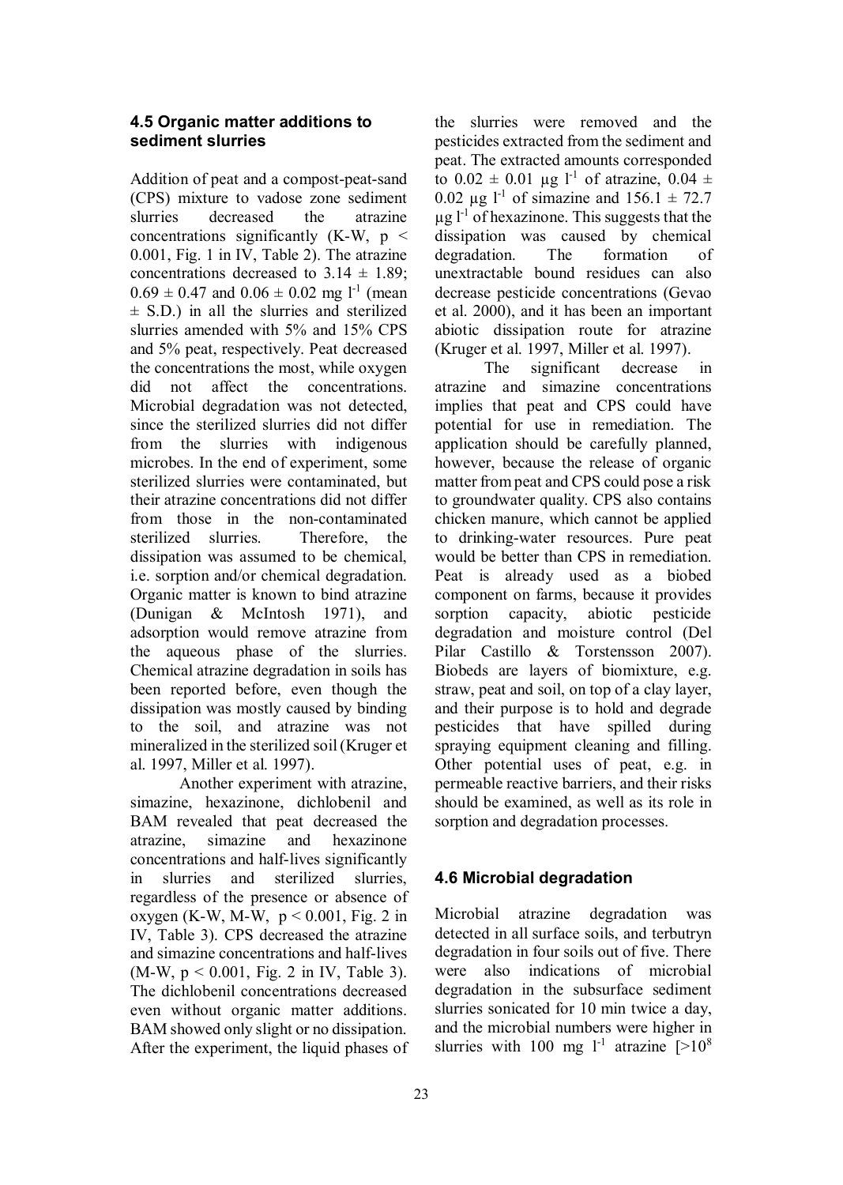### 4.5 Organic matter additions to sediment slurries

Addition of peat and a compost-peat-sand (CPS) mixture to vadose zone sediment slurries decreased the atrazine concentrations significantly (K-W, $p < 0.001$, Fig. 1 in IV, Table 2). The atrazine concentrations decreased to $3.14 \pm 1.89$; $0.69 \pm 0.47$ and $0.06 \pm 0.02$ mg $l^{-1}$ (mean $\pm$ S.D.) in all the slurries and sterilized slurries amended with 5% and 15% CPS and 5% peat, respectively. Peat decreased the concentrations the most, while oxygen did not affect the concentrations. Microbial degradation was not detected, since the sterilized slurries did not differ from the slurries with indigenous microbes. In the end of experiment, some sterilized slurries were contaminated, but their atrazine concentrations did not differ from those in the non-contaminated sterilized slurries. Therefore, the dissipation was assumed to be chemical, i.e. sorption and/or chemical degradation. Organic matter is known to bind atrazine (Dunigan & McIntosh 1971), and adsorption would remove atrazine from the aqueous phase of the slurries. Chemical atrazine degradation in soils has been reported before, even though the dissipation was mostly caused by binding to the soil, and atrazine was not mineralized in the sterilized soil (Kruger et al. 1997, Miller et al. 1997).

Another experiment with atrazine, simazine, hexazinone, dichlobenil and BAM revealed that peat decreased the atrazine, simazine and hexazinone concentrations and half-lives significantly in slurries and sterilized slurries, regardless of the presence or absence of oxygen (K-W, M-W, $p < 0.001$, Fig. 2 in IV, Table 3). CPS decreased the atrazine and simazine concentrations and half-lives (M-W, $p < 0.001$, Fig. 2 in IV, Table 3). The dichlobenil concentrations decreased even without organic matter additions. BAM showed only slight or no dissipation. After the experiment, the liquid phases of the slurries were removed and the pesticides extracted from the sediment and peat. The extracted amounts corresponded to $0.02 \pm 0.01$ µg $l^{-1}$ of atrazine, $0.04 \pm 0.02$ µg $l^{-1}$ of simazine and $156.1 \pm 72.7$ µg $l^{-1}$ of hexazinone. This suggests that the dissipation was caused by chemical degradation. The formation of unextractable bound residues can also decrease pesticide concentrations (Gevao et al. 2000), and it has been an important abiotic dissipation route for atrazine (Kruger et al. 1997, Miller et al. 1997).

The significant decrease in atrazine and simazine concentrations implies that peat and CPS could have potential for use in remediation. The application should be carefully planned, however, because the release of organic matter from peat and CPS could pose a risk to groundwater quality. CPS also contains chicken manure, which cannot be applied to drinking-water resources. Pure peat would be better than CPS in remediation. Peat is already used as a biobed component on farms, because it provides sorption capacity, abiotic pesticide degradation and moisture control (Del Pilar Castillo & Torstensson 2007). Biobeds are layers of biomixture, e.g. straw, peat and soil, on top of a clay layer, and their purpose is to hold and degrade pesticides that have spilled during spraying equipment cleaning and filling. Other potential uses of peat, e.g. in permeable reactive barriers, and their risks should be examined, as well as its role in sorption and degradation processes.

### 4.6 Microbial degradation

Microbial atrazine degradation was detected in all surface soils, and terbutryn degradation in four soils out of five. There were also indications of microbial degradation in the subsurface sediment slurries sonicated for 10 min twice a day, and the microbial numbers were higher in slurries with 100 mg $l^{-1}$ atrazine [$>10^8$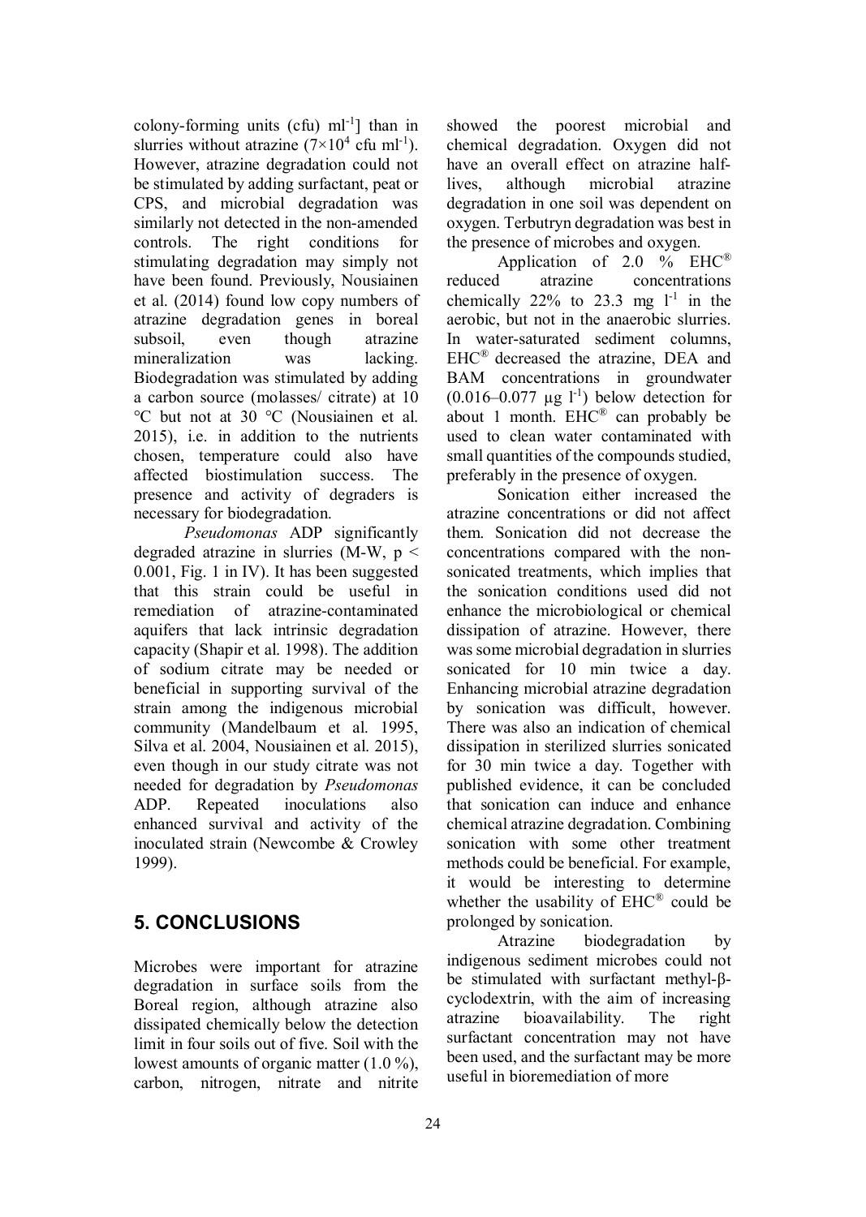colony-forming units (cfu) $ml^{-1}$] than in slurries without atrazine ($7\times10^4$ cfu $ml^{-1}$). However, atrazine degradation could not be stimulated by adding surfactant, peat or CPS, and microbial degradation was similarly not detected in the non-amended controls. The right conditions for stimulating degradation may simply not have been found. Previously, Nousiainen et al. (2014) found low copy numbers of atrazine degradation genes in boreal subsoil, even though atrazine mineralization was lacking. Biodegradation was stimulated by adding a carbon source (molasses/ citrate) at 10 °C but not at 30 °C (Nousiainen et al. 2015), i.e. in addition to the nutrients chosen, temperature could also have affected biostimulation success. The presence and activity of degraders is necessary for biodegradation.

*Pseudomonas* ADP significantly degraded atrazine in slurries (M-W, $p < 0.001$, Fig. 1 in IV). It has been suggested that this strain could be useful in remediation of atrazine-contaminated aquifers that lack intrinsic degradation capacity (Shapir et al. 1998). The addition of sodium citrate may be needed or beneficial in supporting survival of the strain among the indigenous microbial community (Mandelbaum et al. 1995, Silva et al. 2004, Nousiainen et al. 2015), even though in our study citrate was not needed for degradation by *Pseudomonas* ADP. Repeated inoculations also enhanced survival and activity of the inoculated strain (Newcombe & Crowley 1999).

## 5. CONCLUSIONS

Microbes were important for atrazine degradation in surface soils from the Boreal region, although atrazine also dissipated chemically below the detection limit in four soils out of five. Soil with the lowest amounts of organic matter (1.0 %), carbon, nitrogen, nitrate and nitrite showed the poorest microbial and chemical degradation. Oxygen did not have an overall effect on atrazine half-lives, although microbial atrazine degradation in one soil was dependent on oxygen. Terbutryn degradation was best in the presence of microbes and oxygen.

Application of 2.0 % EHC® reduced atrazine concentrations chemically 22% to 23.3 mg $l^{-1}$ in the aerobic, but not in the anaerobic slurries. In water-saturated sediment columns, EHC® decreased the atrazine, DEA and BAM concentrations in groundwater (0.016–0.077 µg $l^{-1}$) below detection for about 1 month. EHC® can probably be used to clean water contaminated with small quantities of the compounds studied, preferably in the presence of oxygen.

Sonication either increased the atrazine concentrations or did not affect them. Sonication did not decrease the concentrations compared with the non-sonicated treatments, which implies that the sonication conditions used did not enhance the microbiological or chemical dissipation of atrazine. However, there was some microbial degradation in slurries sonicated for 10 min twice a day. Enhancing microbial atrazine degradation by sonication was difficult, however. There was also an indication of chemical dissipation in sterilized slurries sonicated for 30 min twice a day. Together with published evidence, it can be concluded that sonication can induce and enhance chemical atrazine degradation. Combining sonication with some other treatment methods could be beneficial. For example, it would be interesting to determine whether the usability of EHC® could be prolonged by sonication.

Atrazine biodegradation by indigenous sediment microbes could not be stimulated with surfactant methyl-β-cyclodextrin, with the aim of increasing atrazine bioavailability. The right surfactant concentration may not have been used, and the surfactant may be more useful in bioremediation of more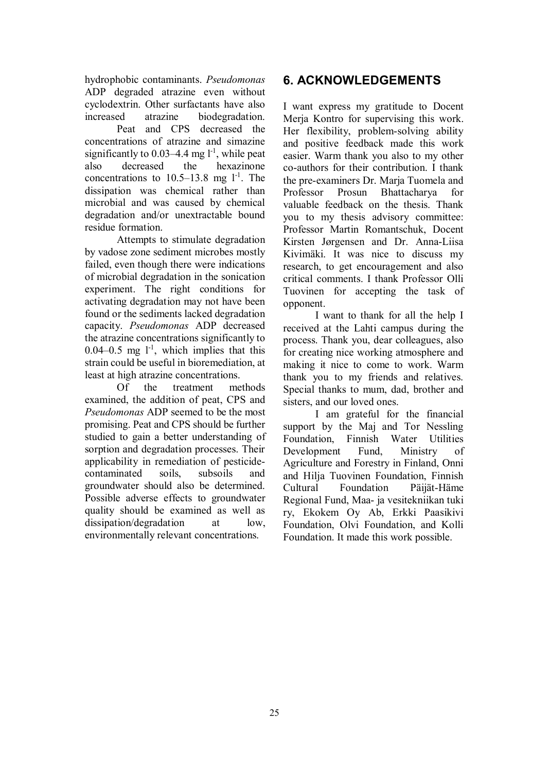hydrophobic contaminants. *Pseudomonas* ADP degraded atrazine even without cyclodextrin. Other surfactants have also increased atrazine biodegradation.

Peat and CPS decreased the concentrations of atrazine and simazine significantly to 0.03–4.4 mg $l^{-1}$, while peat also decreased the hexazinone concentrations to 10.5–13.8 mg $l^{-1}$. The dissipation was chemical rather than microbial and was caused by chemical degradation and/or unextractable bound residue formation.

Attempts to stimulate degradation by vadose zone sediment microbes mostly failed, even though there were indications of microbial degradation in the sonication experiment. The right conditions for activating degradation may not have been found or the sediments lacked degradation capacity. *Pseudomonas* ADP decreased the atrazine concentrations significantly to 0.04–0.5 mg $l^{-1}$, which implies that this strain could be useful in bioremediation, at least at high atrazine concentrations.

Of the treatment methods examined, the addition of peat, CPS and *Pseudomonas* ADP seemed to be the most promising. Peat and CPS should be further studied to gain a better understanding of sorption and degradation processes. Their applicability in remediation of pesticide-contaminated soils, subsoils and groundwater should also be determined. Possible adverse effects to groundwater quality should be examined as well as dissipation/degradation at low, environmentally relevant concentrations.

## 6. ACKNOWLEDGEMENTS

I want express my gratitude to Docent Merja Kontro for supervising this work. Her flexibility, problem-solving ability and positive feedback made this work easier. Warm thank you also to my other co-authors for their contribution. I thank the pre-examiners Dr. Marja Tuomela and Professor Prosun Bhattacharya for valuable feedback on the thesis. Thank you to my thesis advisory committee: Professor Martin Romantschuk, Docent Kirsten Jørgensen and Dr. Anna-Liisa Kivimäki. It was nice to discuss my research, to get encouragement and also critical comments. I thank Professor Olli Tuovinen for accepting the task of opponent.

I want to thank for all the help I received at the Lahti campus during the process. Thank you, dear colleagues, also for creating nice working atmosphere and making it nice to come to work. Warm thank you to my friends and relatives. Special thanks to mum, dad, brother and sisters, and our loved ones.

I am grateful for the financial support by the Maj and Tor Nessling Foundation, Finnish Water Utilities Development Fund, Ministry of Agriculture and Forestry in Finland, Onni and Hilja Tuovinen Foundation, Finnish Cultural Foundation Päijät-Häme Regional Fund, Maa- ja vesitekniikan tuki ry, Ekokem Oy Ab, Erkki Paasikivi Foundation, Olvi Foundation, and Kolli Foundation. It made this work possible.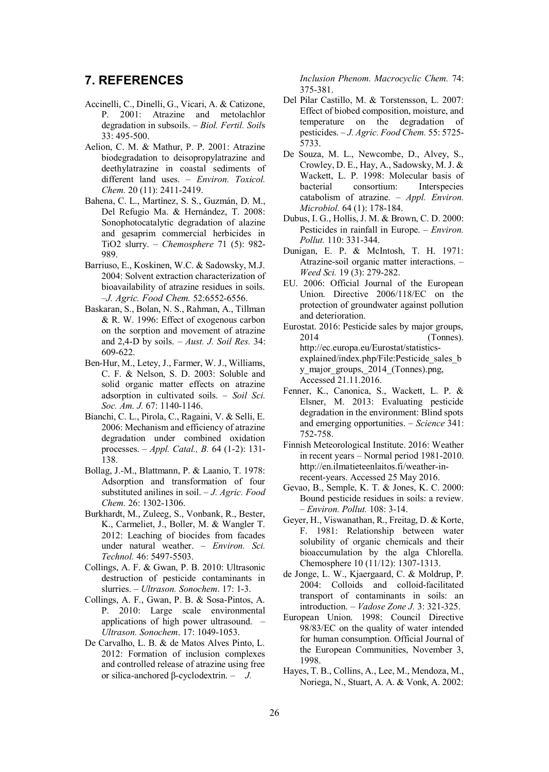## 7. REFERENCES

Accinelli, C., Dinelli, G., Vicari, A. & Catizone, P. 2001: Atrazine and metolachlor degradation in subsoils. – *Biol. Fertil. Soils* 33: 495-500.

Aelion, C. M. & Mathur, P. P. 2001: Atrazine biodegradation to deisopropylatrazine and deethylatrazine in coastal sediments of different land uses. – *Environ. Toxicol. Chem.* 20 (11): 2411-2419.

Bahena, C. L., Martínez, S. S., Guzmán, D. M., Del Refugio Ma. & Hernández, T. 2008: Sonophotocatalytic degradation of alazine and gesaprim commercial herbicides in TiO2 slurry. – *Chemosphere* 71 (5): 982-989.

Barriuso, E., Koskinen, W.C. & Sadowsky, M.J. 2004: Solvent extraction characterization of bioavailability of atrazine residues in soils. –*J. Agric. Food Chem.* 52:6552-6556.

Baskaran, S., Bolan, N. S., Rahman, A., Tillman & R. W. 1996: Effect of exogenous carbon on the sorption and movement of atrazine and 2,4-D by soils. – *Aust. J. Soil Res.* 34: 609-622.

Ben-Hur, M., Letey, J., Farmer, W. J., Williams, C. F. & Nelson, S. D. 2003: Soluble and solid organic matter effects on atrazine adsorption in cultivated soils. – *Soil Sci. Soc. Am. J.* 67: 1140-1146.

Bianchi, C. L., Pirola, C., Ragaini, V. & Selli, E. 2006: Mechanism and efficiency of atrazine degradation under combined oxidation processes. – *Appl. Catal., B.* 64 (1-2): 131-138.

Bollag, J.-M., Blattmann, P. & Laanio, T. 1978: Adsorption and transformation of four substituted anilines in soil. – *J. Agric. Food Chem.* 26: 1302-1306.

Burkhardt, M., Zuleeg, S., Vonbank, R., Bester, K., Carmeliet, J., Boller, M. & Wangler T. 2012: Leaching of biocides from facades under natural weather. – *Environ. Sci. Technol.* 46: 5497-5503.

Collings, A. F. & Gwan, P. B. 2010: Ultrasonic destruction of pesticide contaminants in slurries. – *Ultrason. Sonochem*. 17: 1-3.

Collings, A. F., Gwan, P. B. & Sosa-Pintos, A. P. 2010: Large scale environmental applications of high power ultrasound. – *Ultrason. Sonochem*. 17: 1049-1053.

De Carvalho, L. B. & de Matos Alves Pinto, L. 2012: Formation of inclusion complexes and controlled release of atrazine using free or silica-anchored β-cyclodextrin. – *J. Inclusion Phenom. Macrocyclic Chem.* 74: 375-381.

Del Pilar Castillo, M. & Torstensson, L. 2007: Effect of biobed composition, moisture, and temperature on the degradation of pesticides. – *J. Agric. Food Chem.* 55: 5725-5733.

De Souza, M. L., Newcombe, D., Alvey, S., Crowley, D. E., Hay, A., Sadowsky, M. J. & Wackett, L. P. 1998: Molecular basis of bacterial consortium: Interspecies catabolism of atrazine. – *Appl. Environ. Microbiol.* 64 (1): 178-184.

Dubus, I. G., Hollis, J. M. & Brown, C. D. 2000: Pesticides in rainfall in Europe. – *Environ. Pollut.* 110: 331-344.

Dunigan, E. P. & McIntosh, T. H. 1971: Atrazine-soil organic matter interactions. – *Weed Sci.* 19 (3): 279-282.

EU. 2006: Official Journal of the European Union. Directive 2006/118/EC on the protection of groundwater against pollution and deterioration.

Eurostat. 2016: Pesticide sales by major groups, 2014 (Tonnes). http://ec.europa.eu/Eurostat/statistics-explained/index.php/File:Pesticide_sales_by_major_groups,_2014_(Tonnes).png, Accessed 21.11.2016.

Fenner, K., Canonica, S., Wackett, L. P. & Elsner, M. 2013: Evaluating pesticide degradation in the environment: Blind spots and emerging opportunities. – *Science* 341: 752-758.

Finnish Meteorological Institute. 2016: Weather in recent years – Normal period 1981-2010. http://en.ilmatieteenlaitos.fi/weather-in-recent-years. Accessed 25 May 2016.

Gevao, B., Semple, K. T. & Jones, K. C. 2000: Bound pesticide residues in soils: a review. – *Environ. Pollut.* 108: 3-14.

Geyer, H., Viswanathan, R., Freitag, D. & Korte, F. 1981: Relationship between water solubility of organic chemicals and their bioaccumulation by the alga Chlorella. Chemosphere 10 (11/12): 1307-1313.

de Jonge, L. W., Kjaergaard, C. & Moldrup, P. 2004: Colloids and colloid-facilitated transport of contaminants in soils: an introduction. – *Vadose Zone J.* 3: 321-325.

European Union. 1998: Council Directive 98/83/EC on the quality of water intended for human consumption. Official Journal of the European Communities, November 3, 1998.

Hayes, T. B., Collins, A., Lee, M., Mendoza, M., Noriega, N., Stuart, A. A. & Vonk, A. 2002: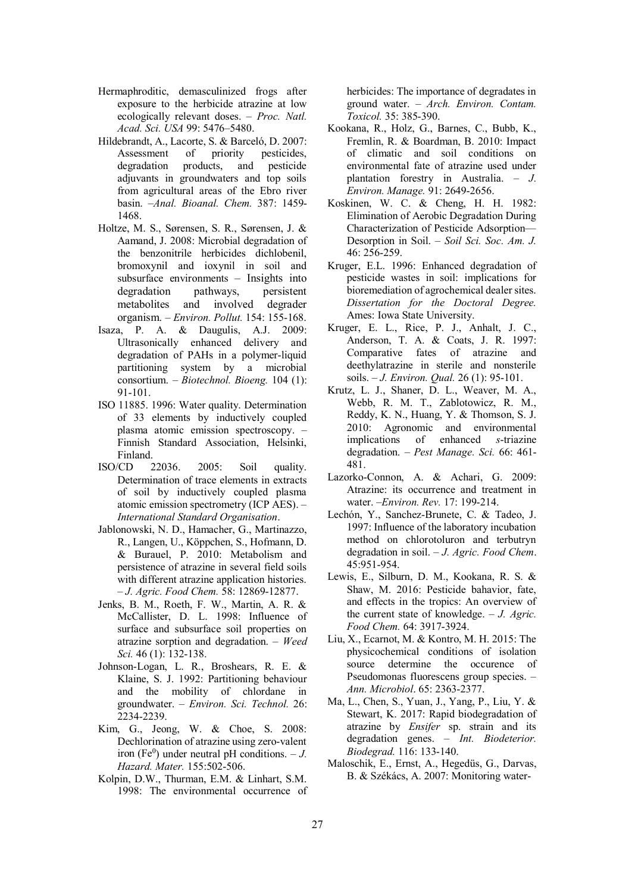Hermaphroditic, demasculinized frogs after exposure to the herbicide atrazine at low ecologically relevant doses. – *Proc. Natl. Acad. Sci. USA* 99: 5476–5480.

Hildebrandt, A., Lacorte, S. & Barceló, D. 2007: Assessment of priority pesticides, degradation products, and pesticide adjuvants in groundwaters and top soils from agricultural areas of the Ebro river basin. –*Anal. Bioanal. Chem.* 387: 1459-1468.

Holtze, M. S., Sørensen, S. R., Sørensen, J. & Aamand, J. 2008: Microbial degradation of the benzonitrile herbicides dichlobenil, bromoxynil and ioxynil in soil and subsurface environments – Insights into degradation pathways, persistent metabolites and involved degrader organism. – *Environ. Pollut.* 154: 155-168.

Isaza, P. A. & Daugulis, A.J. 2009: Ultrasonically enhanced delivery and degradation of PAHs in a polymer-liquid partitioning system by a microbial consortium. – *Biotechnol. Bioeng.* 104 (1): 91-101.

ISO 11885. 1996: Water quality. Determination of 33 elements by inductively coupled plasma atomic emission spectroscopy. – Finnish Standard Association, Helsinki, Finland.

ISO/CD 22036. 2005: Soil quality. Determination of trace elements in extracts of soil by inductively coupled plasma atomic emission spectrometry (ICP AES). – *International Standard Organisation*.

Jablonowski, N. D., Hamacher, G., Martinazzo, R., Langen, U., Köppchen, S., Hofmann, D. & Burauel, P. 2010: Metabolism and persistence of atrazine in several field soils with different atrazine application histories. – *J. Agric. Food Chem.* 58: 12869-12877.

Jenks, B. M., Roeth, F. W., Martin, A. R. & McCallister, D. L. 1998: Influence of surface and subsurface soil properties on atrazine sorption and degradation. – *Weed Sci.* 46 (1): 132-138.

Johnson-Logan, L. R., Broshears, R. E. & Klaine, S. J. 1992: Partitioning behaviour and the mobility of chlordane in groundwater. – *Environ. Sci. Technol.* 26: 2234-2239.

Kim, G., Jeong, W. & Choe, S. 2008: Dechlorination of atrazine using zero-valent iron ($Fe^0$) under neutral pH conditions. – *J. Hazard. Mater.* 155:502-506.

Kolpin, D.W., Thurman, E.M. & Linhart, S.M. 1998: The environmental occurrence of herbicides: The importance of degradates in ground water. – *Arch. Environ. Contam. Toxicol.* 35: 385-390.

Kookana, R., Holz, G., Barnes, C., Bubb, K., Fremlin, R. & Boardman, B. 2010: Impact of climatic and soil conditions on environmental fate of atrazine used under plantation forestry in Australia. – *J. Environ. Manage.* 91: 2649-2656.

Koskinen, W. C. & Cheng, H. H. 1982: Elimination of Aerobic Degradation During Characterization of Pesticide Adsorption—Desorption in Soil. – *Soil Sci. Soc. Am. J.* 46: 256-259.

Kruger, E.L. 1996: Enhanced degradation of pesticide wastes in soil: implications for bioremediation of agrochemical dealer sites. *Dissertation for the Doctoral Degree.* Ames: Iowa State University.

Kruger, E. L., Rice, P. J., Anhalt, J. C., Anderson, T. A. & Coats, J. R. 1997: Comparative fates of atrazine and deethylatrazine in sterile and nonsterile soils. – *J. Environ. Qual.* 26 (1): 95-101.

Krutz, L. J., Shaner, D. L., Weaver, M. A., Webb, R. M. T., Zablotowicz, R. M., Reddy, K. N., Huang, Y. & Thomson, S. J. 2010: Agronomic and environmental implications of enhanced *s*-triazine degradation. – *Pest Manage. Sci.* 66: 461-481.

Lazorko-Connon, A. & Achari, G. 2009: Atrazine: its occurrence and treatment in water. –*Environ. Rev.* 17: 199-214.

Lechón, Y., Sanchez-Brunete, C. & Tadeo, J. 1997: Influence of the laboratory incubation method on chlorotoluron and terbutryn degradation in soil. – *J. Agric. Food Chem*. 45:951-954.

Lewis, E., Silburn, D. M., Kookana, R. S. & Shaw, M. 2016: Pesticide bahavior, fate, and effects in the tropics: An overview of the current state of knowledge. – *J. Agric. Food Chem.* 64: 3917-3924.

Liu, X., Ecarnot, M. & Kontro, M. H. 2015: The physicochemical conditions of isolation source determine the occurence of Pseudomonas fluorescens group species. – *Ann. Microbiol*. 65: 2363-2377.

Ma, L., Chen, S., Yuan, J., Yang, P., Liu, Y. & Stewart, K. 2017: Rapid biodegradation of atrazine by *Ensifer* sp. strain and its degradation genes. – *Int. Biodeterior. Biodegrad.* 116: 133-140.

Maloschik, E., Ernst, A., Hegedüs, G., Darvas, B. & Székács, A. 2007: Monitoring water-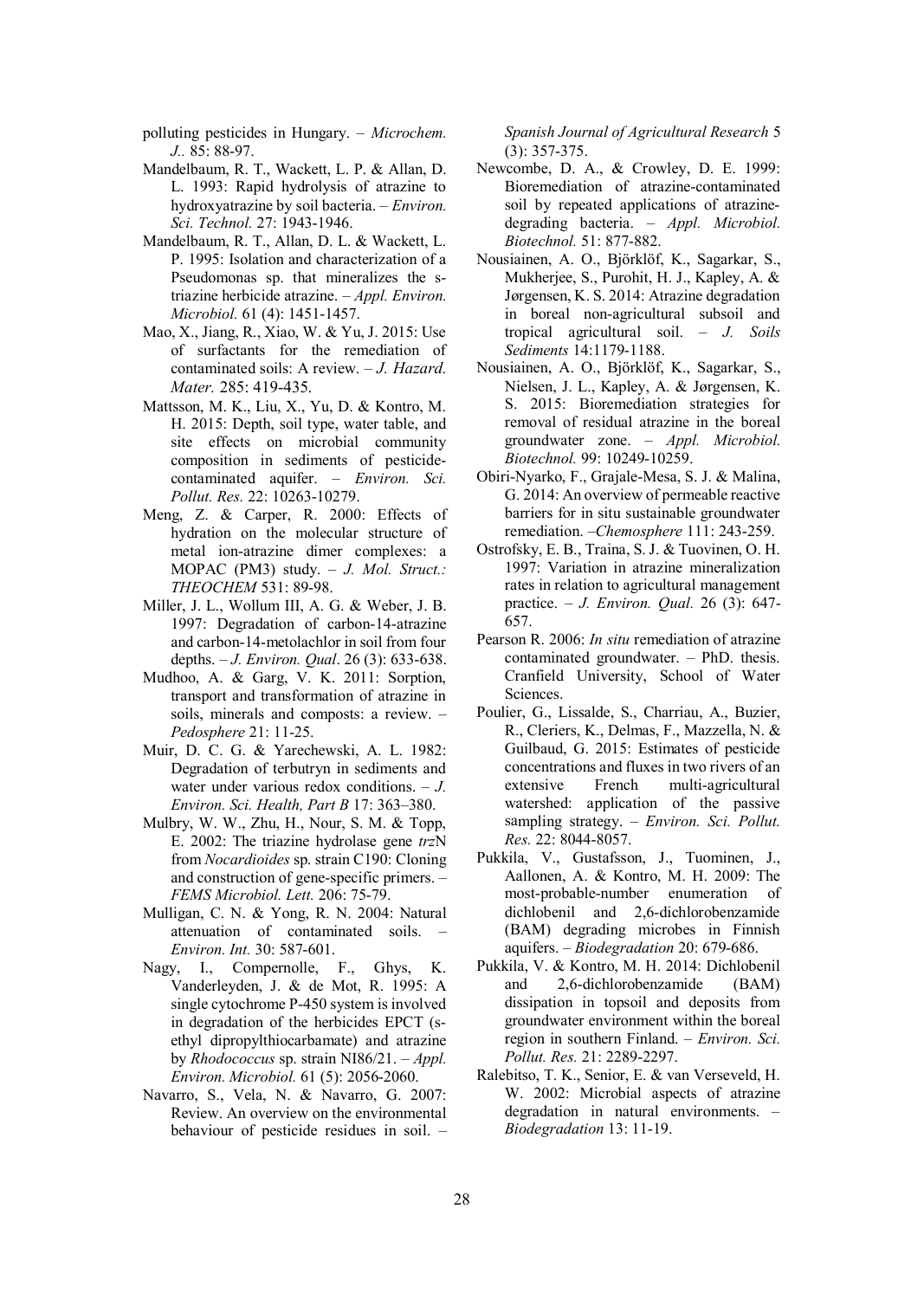polluting pesticides in Hungary. – *Microchem. J.*. 85: 88-97.

Mandelbaum, R. T., Wackett, L. P. & Allan, D. L. 1993: Rapid hydrolysis of atrazine to hydroxyatrazine by soil bacteria. – *Environ. Sci. Technol.* 27: 1943-1946.

Mandelbaum, R. T., Allan, D. L. & Wackett, L. P. 1995: Isolation and characterization of a Pseudomonas sp. that mineralizes the s-triazine herbicide atrazine. – *Appl. Environ. Microbiol.* 61 (4): 1451-1457.

Mao, X., Jiang, R., Xiao, W. & Yu, J. 2015: Use of surfactants for the remediation of contaminated soils: A review. – *J. Hazard. Mater.* 285: 419-435.

Mattsson, M. K., Liu, X., Yu, D. & Kontro, M. H. 2015: Depth, soil type, water table, and site effects on microbial community composition in sediments of pesticide-contaminated aquifer. – *Environ. Sci. Pollut. Res.* 22: 10263-10279.

Meng, Z. & Carper, R. 2000: Effects of hydration on the molecular structure of metal ion-atrazine dimer complexes: a MOPAC (PM3) study. – *J. Mol. Struct.: THEOCHEM* 531: 89-98.

Miller, J. L., Wollum III, A. G. & Weber, J. B. 1997: Degradation of carbon-14-atrazine and carbon-14-metolachlor in soil from four depths. – *J. Environ. Qual*. 26 (3): 633-638.

Mudhoo, A. & Garg, V. K. 2011: Sorption, transport and transformation of atrazine in soils, minerals and composts: a review. – *Pedosphere* 21: 11-25.

Muir, D. C. G. & Yarechewski, A. L. 1982: Degradation of terbutryn in sediments and water under various redox conditions. – *J. Environ. Sci. Health, Part B* 17: 363–380.

Mulbry, W. W., Zhu, H., Nour, S. M. & Topp, E. 2002: The triazine hydrolase gene *trz*N from *Nocardioides* sp. strain C190: Cloning and construction of gene-specific primers. – *FEMS Microbiol. Lett.* 206: 75-79.

Mulligan, C. N. & Yong, R. N. 2004: Natural attenuation of contaminated soils. – *Environ. Int.* 30: 587-601.

Nagy, I., Compernolle, F., Ghys, K. Vanderleyden, J. & de Mot, R. 1995: A single cytochrome P-450 system is involved in degradation of the herbicides EPCT (s-ethyl dipropylthiocarbamate) and atrazine by *Rhodococcus* sp. strain NI86/21. – *Appl. Environ. Microbiol.* 61 (5): 2056-2060.

Navarro, S., Vela, N. & Navarro, G. 2007: Review. An overview on the environmental behaviour of pesticide residues in soil. – *Spanish Journal of Agricultural Research* 5 (3): 357-375.

Newcombe, D. A., & Crowley, D. E. 1999: Bioremediation of atrazine-contaminated soil by repeated applications of atrazine-degrading bacteria. – *Appl. Microbiol. Biotechnol.* 51: 877-882.

Nousiainen, A. O., Björklöf, K., Sagarkar, S., Mukherjee, S., Purohit, H. J., Kapley, A. & Jørgensen, K. S. 2014: Atrazine degradation in boreal non-agricultural subsoil and tropical agricultural soil. – *J. Soils Sediments* 14:1179-1188.

Nousiainen, A. O., Björklöf, K., Sagarkar, S., Nielsen, J. L., Kapley, A. & Jørgensen, K. S. 2015: Bioremediation strategies for removal of residual atrazine in the boreal groundwater zone. – *Appl. Microbiol. Biotechnol.* 99: 10249-10259.

Obiri-Nyarko, F., Grajale-Mesa, S. J. & Malina, G. 2014: An overview of permeable reactive barriers for in situ sustainable groundwater remediation. –*Chemosphere* 111: 243-259.

Ostrofsky, E. B., Traina, S. J. & Tuovinen, O. H. 1997: Variation in atrazine mineralization rates in relation to agricultural management practice. – *J. Environ. Qual.* 26 (3): 647-657.

Pearson R. 2006: *In situ* remediation of atrazine contaminated groundwater. – PhD. thesis. Cranfield University, School of Water Sciences.

Poulier, G., Lissalde, S., Charriau, A., Buzier, R., Cleriers, K., Delmas, F., Mazzella, N. & Guilbaud, G. 2015: Estimates of pesticide concentrations and fluxes in two rivers of an extensive French multi-agricultural watershed: application of the passive sampling strategy. – *Environ. Sci. Pollut. Res.* 22: 8044-8057.

Pukkila, V., Gustafsson, J., Tuominen, J., Aallonen, A. & Kontro, M. H. 2009: The most-probable-number enumeration of dichlobenil and 2,6-dichlorobenzamide (BAM) degrading microbes in Finnish aquifers. – *Biodegradation* 20: 679-686.

Pukkila, V. & Kontro, M. H. 2014: Dichlobenil and 2,6-dichlorobenzamide (BAM) dissipation in topsoil and deposits from groundwater environment within the boreal region in southern Finland. – *Environ. Sci. Pollut. Res.* 21: 2289-2297.

Ralebitso, T. K., Senior, E. & van Verseveld, H. W. 2002: Microbial aspects of atrazine degradation in natural environments. – *Biodegradation* 13: 11-19.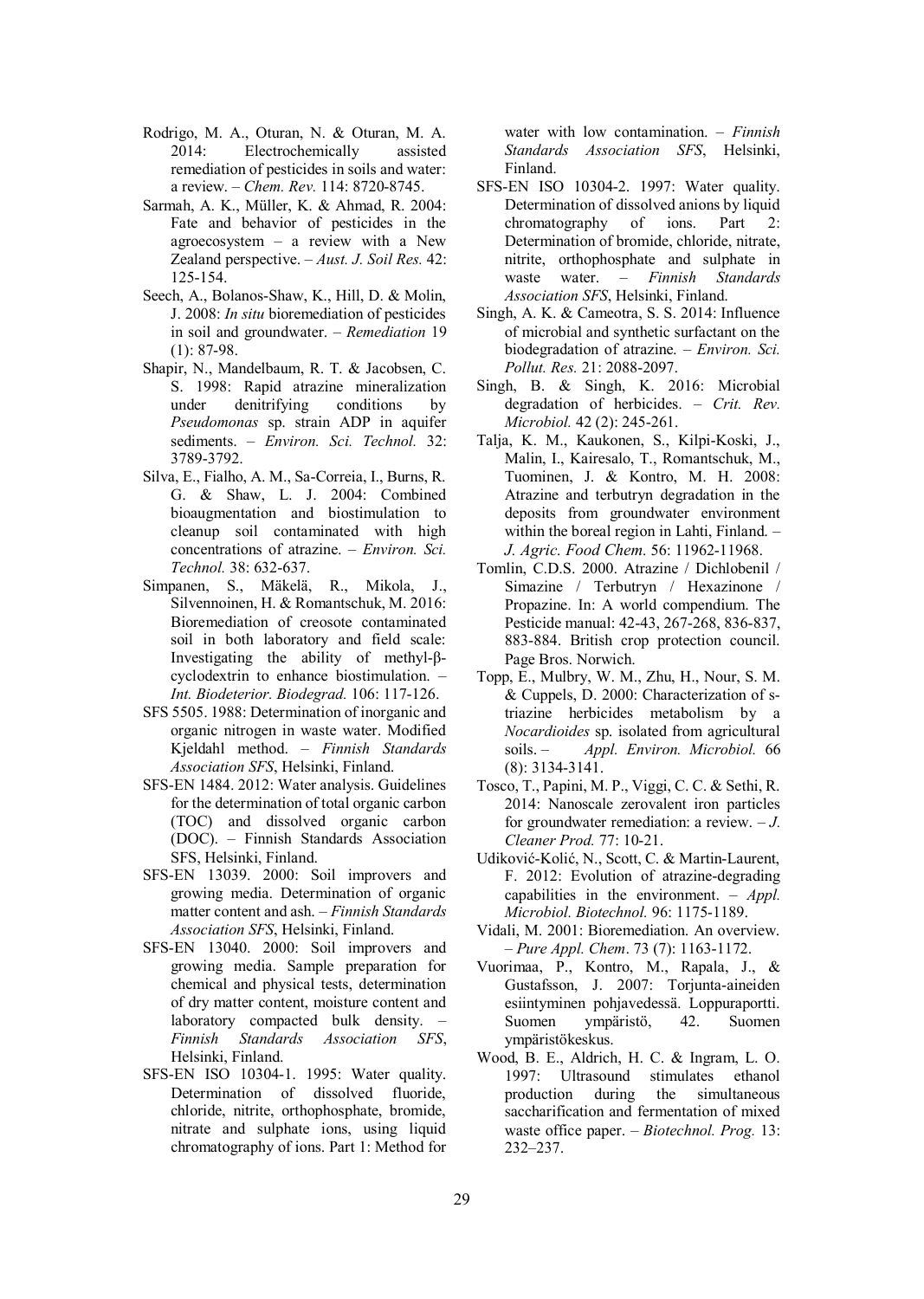Rodrigo, M. A., Oturan, N. & Oturan, M. A. 2014: Electrochemically assisted remediation of pesticides in soils and water: a review. – *Chem. Rev.* 114: 8720-8745.

Sarmah, A. K., Müller, K. & Ahmad, R. 2004: Fate and behavior of pesticides in the agroecosystem – a review with a New Zealand perspective. – *Aust. J. Soil Res.* 42: 125-154.

Seech, A., Bolanos-Shaw, K., Hill, D. & Molin, J. 2008: *In situ* bioremediation of pesticides in soil and groundwater. – *Remediation* 19 (1): 87-98.

Shapir, N., Mandelbaum, R. T. & Jacobsen, C. S. 1998: Rapid atrazine mineralization under denitrifying conditions by *Pseudomonas* sp. strain ADP in aquifer sediments. – *Environ. Sci. Technol.* 32: 3789-3792.

Silva, E., Fialho, A. M., Sa-Correia, I., Burns, R. G. & Shaw, L. J. 2004: Combined bioaugmentation and biostimulation to cleanup soil contaminated with high concentrations of atrazine. – *Environ. Sci. Technol.* 38: 632-637.

Simpanen, S., Mäkelä, R., Mikola, J., Silvennoinen, H. & Romantschuk, M. 2016: Bioremediation of creosote contaminated soil in both laboratory and field scale: Investigating the ability of methyl-β-cyclodextrin to enhance biostimulation. – *Int. Biodeterior. Biodegrad.* 106: 117-126.

SFS 5505. 1988: Determination of inorganic and organic nitrogen in waste water. Modified Kjeldahl method. – *Finnish Standards Association SFS*, Helsinki, Finland.

SFS-EN 1484. 2012: Water analysis. Guidelines for the determination of total organic carbon (TOC) and dissolved organic carbon (DOC). – Finnish Standards Association SFS, Helsinki, Finland.

SFS-EN 13039. 2000: Soil improvers and growing media. Determination of organic matter content and ash. – *Finnish Standards Association SFS*, Helsinki, Finland.

SFS-EN 13040. 2000: Soil improvers and growing media. Sample preparation for chemical and physical tests, determination of dry matter content, moisture content and laboratory compacted bulk density. – *Finnish Standards Association SFS*, Helsinki, Finland.

SFS-EN ISO 10304-1. 1995: Water quality. Determination of dissolved fluoride, chloride, nitrite, orthophosphate, bromide, nitrate and sulphate ions, using liquid chromatography of ions. Part 1: Method for water with low contamination. – *Finnish Standards Association SFS*, Helsinki, Finland.

SFS-EN ISO 10304-2. 1997: Water quality. Determination of dissolved anions by liquid chromatography of ions. Part 2: Determination of bromide, chloride, nitrate, nitrite, orthophosphate and sulphate in waste water. – *Finnish Standards Association SFS*, Helsinki, Finland.

Singh, A. K. & Cameotra, S. S. 2014: Influence of microbial and synthetic surfactant on the biodegradation of atrazine. – *Environ. Sci. Pollut. Res.* 21: 2088-2097.

Singh, B. & Singh, K. 2016: Microbial degradation of herbicides. – *Crit. Rev. Microbiol.* 42 (2): 245-261.

Talja, K. M., Kaukonen, S., Kilpi-Koski, J., Malin, I., Kairesalo, T., Romantschuk, M., Tuominen, J. & Kontro, M. H. 2008: Atrazine and terbutryn degradation in the deposits from groundwater environment within the boreal region in Lahti, Finland. – *J. Agric. Food Chem.* 56: 11962-11968.

Tomlin, C.D.S. 2000. Atrazine / Dichlobenil / Simazine / Terbutryn / Hexazinone / Propazine. In: A world compendium. The Pesticide manual: 42-43, 267-268, 836-837, 883-884. British crop protection council. Page Bros. Norwich.

Topp, E., Mulbry, W. M., Zhu, H., Nour, S. M. & Cuppels, D. 2000: Characterization of s-triazine herbicides metabolism by a *Nocardioides* sp. isolated from agricultural soils. – *Appl. Environ. Microbiol.* 66 (8): 3134-3141.

Tosco, T., Papini, M. P., Viggi, C. C. & Sethi, R. 2014: Nanoscale zerovalent iron particles for groundwater remediation: a review. – *J. Cleaner Prod.* 77: 10-21.

Udiković-Kolić, N., Scott, C. & Martin-Laurent, F. 2012: Evolution of atrazine-degrading capabilities in the environment. – *Appl. Microbiol. Biotechnol.* 96: 1175-1189.

Vidali, M. 2001: Bioremediation. An overview. – *Pure Appl. Chem*. 73 (7): 1163-1172.

Vuorimaa, P., Kontro, M., Rapala, J., & Gustafsson, J. 2007: Torjunta-aineiden esiintyminen pohjavedessä. Loppuraportti. Suomen ympäristö, 42. Suomen ympäristökeskus.

Wood, B. E., Aldrich, H. C. & Ingram, L. O. 1997: Ultrasound stimulates ethanol production during the simultaneous saccharification and fermentation of mixed waste office paper. – *Biotechnol. Prog.* 13: 232–237.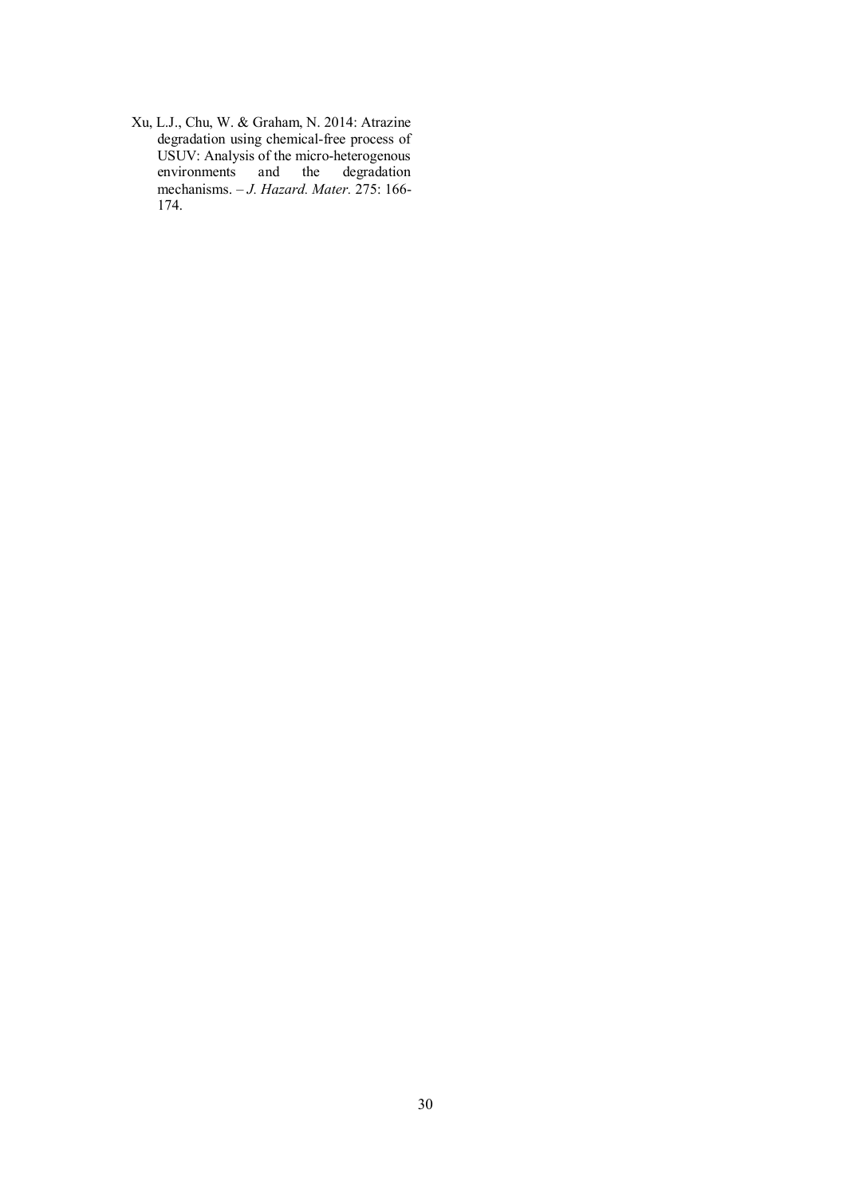Xu, L.J., Chu, W. & Graham, N. 2014: Atrazine degradation using chemical-free process of USUV: Analysis of the micro-heterogenous environments and the degradation mechanisms. – *J. Hazard. Mater.* 275: 166-174.